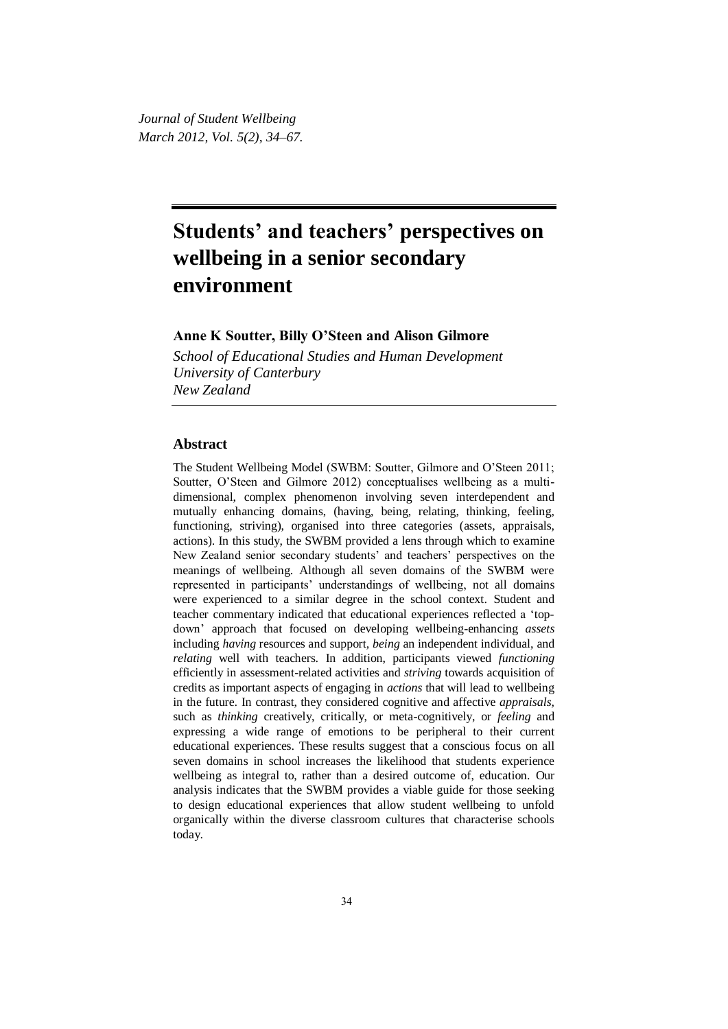# Students' and teachers' perspectives on wellbeing in a senior secondary environment

**Anne K Soutter, Billy O'Steen and Alison Gilmore**

*School of Educational Studies and Human Development*
*University of Canterbury*
*New Zealand*

## Abstract

The Student Wellbeing Model (SWBM: Soutter, Gilmore and O'Steen 2011; Soutter, O'Steen and Gilmore 2012) conceptualises wellbeing as a multi-dimensional, complex phenomenon involving seven interdependent and mutually enhancing domains, (having, being, relating, thinking, feeling, functioning, striving), organised into three categories (assets, appraisals, actions). In this study, the SWBM provided a lens through which to examine New Zealand senior secondary students' and teachers' perspectives on the meanings of wellbeing. Although all seven domains of the SWBM were represented in participants' understandings of wellbeing, not all domains were experienced to a similar degree in the school context. Student and teacher commentary indicated that educational experiences reflected a 'top-down' approach that focused on developing wellbeing-enhancing *assets* including *having* resources and support, *being* an independent individual, and *relating* well with teachers. In addition, participants viewed *functioning* efficiently in assessment-related activities and *striving* towards acquisition of credits as important aspects of engaging in *actions* that will lead to wellbeing in the future. In contrast, they considered cognitive and affective *appraisals,* such as *thinking* creatively, critically, or meta-cognitively, or *feeling* and expressing a wide range of emotions to be peripheral to their current educational experiences. These results suggest that a conscious focus on all seven domains in school increases the likelihood that students experience wellbeing as integral to, rather than a desired outcome of, education. Our analysis indicates that the SWBM provides a viable guide for those seeking to design educational experiences that allow student wellbeing to unfold organically within the diverse classroom cultures that characterise schools today.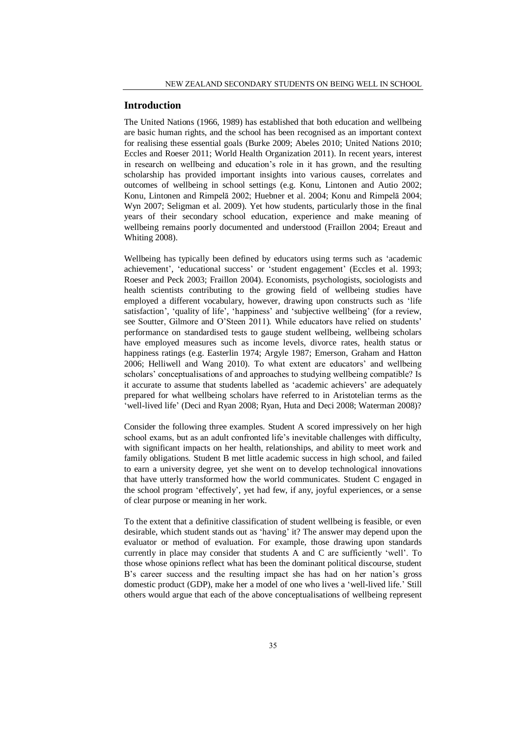## Introduction

The United Nations (1966, 1989) has established that both education and wellbeing are basic human rights, and the school has been recognised as an important context for realising these essential goals (Burke 2009; Abeles 2010; United Nations 2010; Eccles and Roeser 2011; World Health Organization 2011). In recent years, interest in research on wellbeing and education's role in it has grown, and the resulting scholarship has provided important insights into various causes, correlates and outcomes of wellbeing in school settings (e.g. Konu, Lintonen and Autio 2002; Konu, Lintonen and Rimpelā 2002; Huebner et al. 2004; Konu and Rimpelā 2004; Wyn 2007; Seligman et al. 2009). Yet how students, particularly those in the final years of their secondary school education, experience and make meaning of wellbeing remains poorly documented and understood (Fraillon 2004; Ereaut and Whiting 2008).

Wellbeing has typically been defined by educators using terms such as 'academic achievement', 'educational success' or 'student engagement' (Eccles et al. 1993; Roeser and Peck 2003; Fraillon 2004). Economists, psychologists, sociologists and health scientists contributing to the growing field of wellbeing studies have employed a different vocabulary, however, drawing upon constructs such as 'life satisfaction', 'quality of life', 'happiness' and 'subjective wellbeing' (for a review, see Soutter, Gilmore and O'Steen 2011). While educators have relied on students' performance on standardised tests to gauge student wellbeing, wellbeing scholars have employed measures such as income levels, divorce rates, health status or happiness ratings (e.g. Easterlin 1974; Argyle 1987; Emerson, Graham and Hatton 2006; Helliwell and Wang 2010). To what extent are educators' and wellbeing scholars' conceptualisations of and approaches to studying wellbeing compatible? Is it accurate to assume that students labelled as 'academic achievers' are adequately prepared for what wellbeing scholars have referred to in Aristotelian terms as the 'well-lived life' (Deci and Ryan 2008; Ryan, Huta and Deci 2008; Waterman 2008)?

Consider the following three examples. Student A scored impressively on her high school exams, but as an adult confronted life's inevitable challenges with difficulty, with significant impacts on her health, relationships, and ability to meet work and family obligations. Student B met little academic success in high school, and failed to earn a university degree, yet she went on to develop technological innovations that have utterly transformed how the world communicates. Student C engaged in the school program 'effectively', yet had few, if any, joyful experiences, or a sense of clear purpose or meaning in her work.

To the extent that a definitive classification of student wellbeing is feasible, or even desirable, which student stands out as 'having' it? The answer may depend upon the evaluator or method of evaluation. For example, those drawing upon standards currently in place may consider that students A and C are sufficiently 'well'. To those whose opinions reflect what has been the dominant political discourse, student B's career success and the resulting impact she has had on her nation's gross domestic product (GDP), make her a model of one who lives a 'well-lived life.' Still others would argue that each of the above conceptualisations of wellbeing represent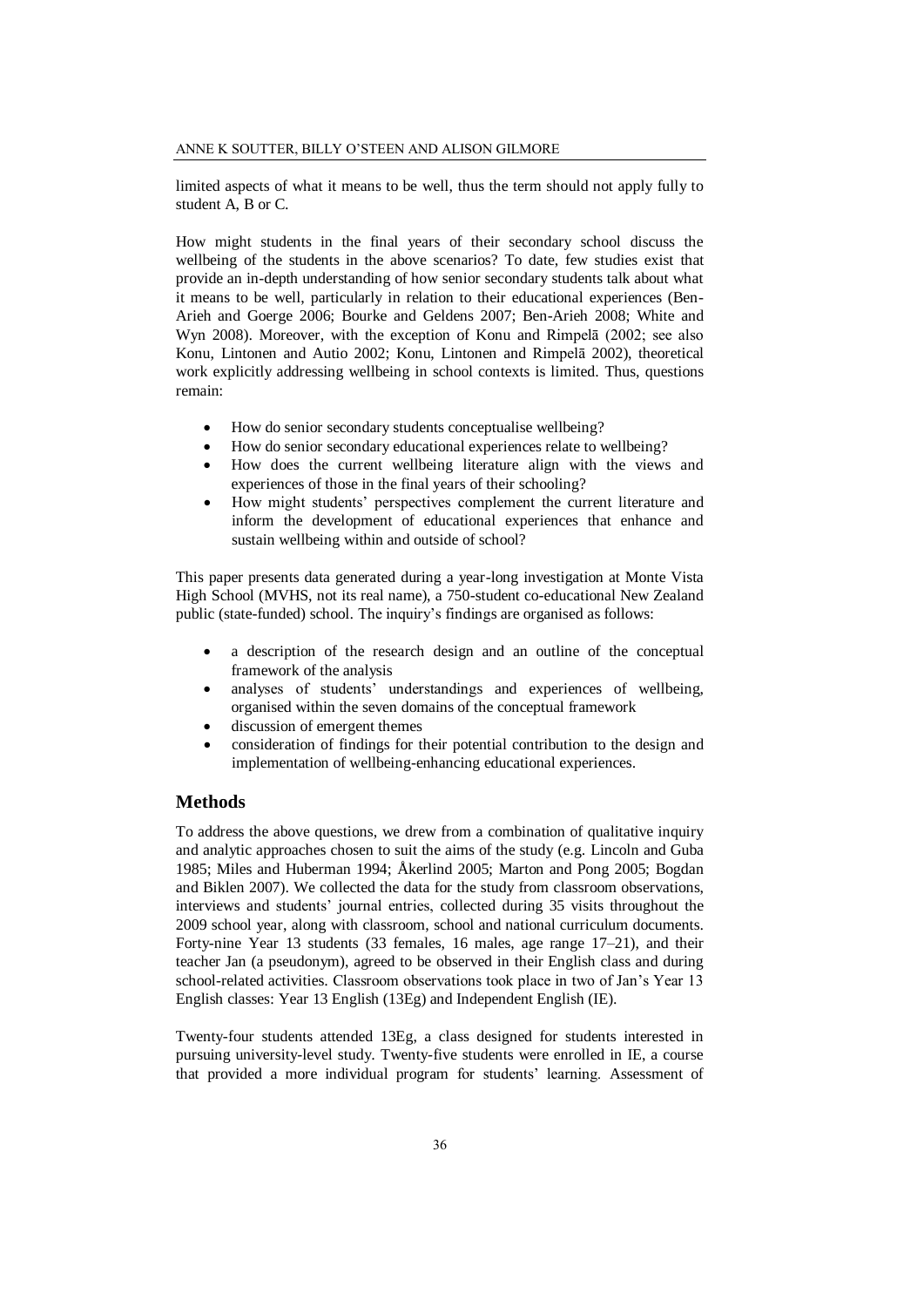limited aspects of what it means to be well, thus the term should not apply fully to student A, B or C.

How might students in the final years of their secondary school discuss the wellbeing of the students in the above scenarios? To date, few studies exist that provide an in-depth understanding of how senior secondary students talk about what it means to be well, particularly in relation to their educational experiences (Ben-Arieh and Goerge 2006; Bourke and Geldens 2007; Ben-Arieh 2008; White and Wyn 2008). Moreover, with the exception of Konu and Rimpelā (2002; see also Konu, Lintonen and Autio 2002; Konu, Lintonen and Rimpelā 2002), theoretical work explicitly addressing wellbeing in school contexts is limited. Thus, questions remain:

- How do senior secondary students conceptualise wellbeing?
- How do senior secondary educational experiences relate to wellbeing?
- How does the current wellbeing literature align with the views and experiences of those in the final years of their schooling?
- How might students' perspectives complement the current literature and inform the development of educational experiences that enhance and sustain wellbeing within and outside of school?

This paper presents data generated during a year-long investigation at Monte Vista High School (MVHS, not its real name), a 750-student co-educational New Zealand public (state-funded) school. The inquiry's findings are organised as follows:

- a description of the research design and an outline of the conceptual framework of the analysis
- analyses of students' understandings and experiences of wellbeing, organised within the seven domains of the conceptual framework
- discussion of emergent themes
- consideration of findings for their potential contribution to the design and implementation of wellbeing-enhancing educational experiences.

## Methods

To address the above questions, we drew from a combination of qualitative inquiry and analytic approaches chosen to suit the aims of the study (e.g. Lincoln and Guba 1985; Miles and Huberman 1994; Åkerlind 2005; Marton and Pong 2005; Bogdan and Biklen 2007). We collected the data for the study from classroom observations, interviews and students' journal entries, collected during 35 visits throughout the 2009 school year, along with classroom, school and national curriculum documents. Forty-nine Year 13 students (33 females, 16 males, age range 17–21), and their teacher Jan (a pseudonym), agreed to be observed in their English class and during school-related activities. Classroom observations took place in two of Jan's Year 13 English classes: Year 13 English (13Eg) and Independent English (IE).

Twenty-four students attended 13Eg, a class designed for students interested in pursuing university-level study. Twenty-five students were enrolled in IE, a course that provided a more individual program for students' learning. Assessment of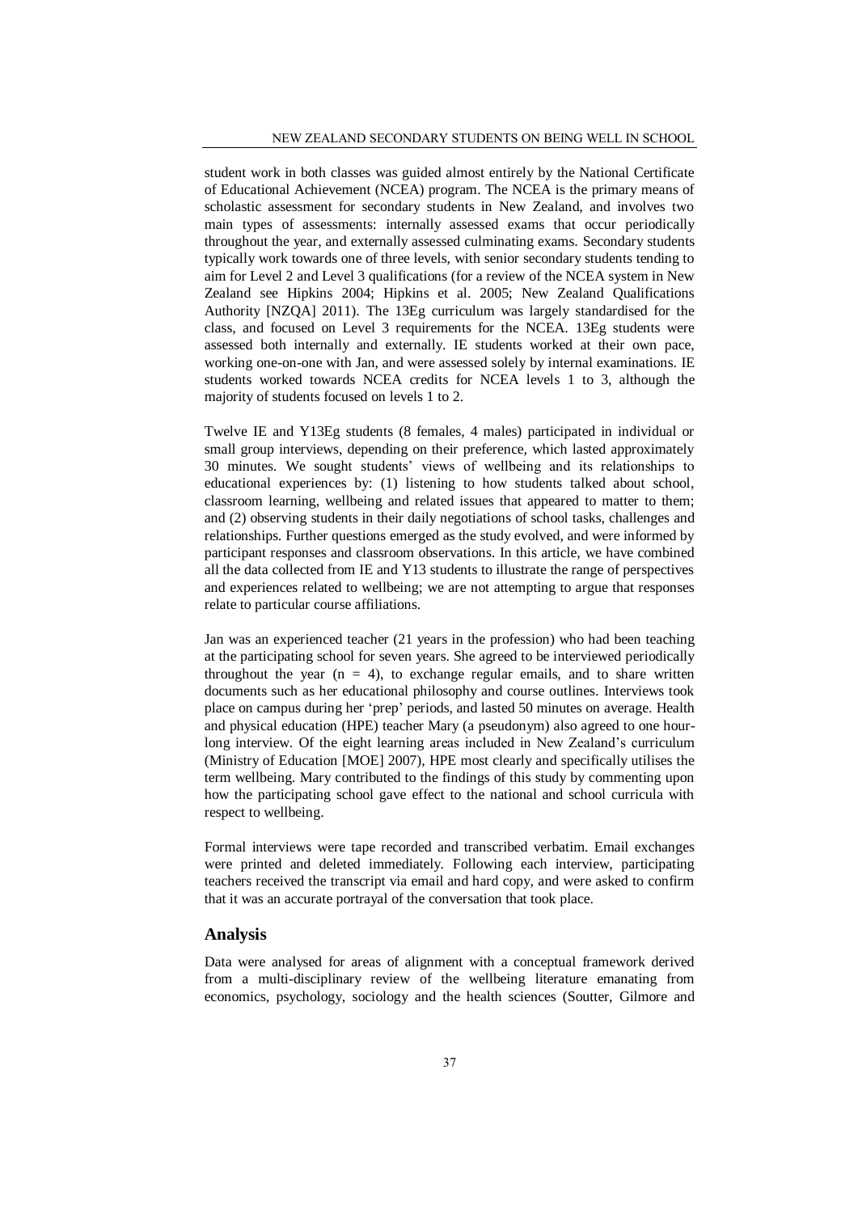student work in both classes was guided almost entirely by the National Certificate of Educational Achievement (NCEA) program. The NCEA is the primary means of scholastic assessment for secondary students in New Zealand, and involves two main types of assessments: internally assessed exams that occur periodically throughout the year, and externally assessed culminating exams. Secondary students typically work towards one of three levels, with senior secondary students tending to aim for Level 2 and Level 3 qualifications (for a review of the NCEA system in New Zealand see Hipkins 2004; Hipkins et al. 2005; New Zealand Qualifications Authority [NZQA] 2011). The 13Eg curriculum was largely standardised for the class, and focused on Level 3 requirements for the NCEA. 13Eg students were assessed both internally and externally. IE students worked at their own pace, working one-on-one with Jan, and were assessed solely by internal examinations. IE students worked towards NCEA credits for NCEA levels 1 to 3, although the majority of students focused on levels 1 to 2.

Twelve IE and Y13Eg students (8 females, 4 males) participated in individual or small group interviews, depending on their preference, which lasted approximately 30 minutes. We sought students' views of wellbeing and its relationships to educational experiences by: (1) listening to how students talked about school, classroom learning, wellbeing and related issues that appeared to matter to them; and (2) observing students in their daily negotiations of school tasks, challenges and relationships. Further questions emerged as the study evolved, and were informed by participant responses and classroom observations. In this article, we have combined all the data collected from IE and Y13 students to illustrate the range of perspectives and experiences related to wellbeing; we are not attempting to argue that responses relate to particular course affiliations.

Jan was an experienced teacher (21 years in the profession) who had been teaching at the participating school for seven years. She agreed to be interviewed periodically throughout the year ($n = 4$), to exchange regular emails, and to share written documents such as her educational philosophy and course outlines. Interviews took place on campus during her 'prep' periods, and lasted 50 minutes on average. Health and physical education (HPE) teacher Mary (a pseudonym) also agreed to one hour-long interview. Of the eight learning areas included in New Zealand's curriculum (Ministry of Education [MOE] 2007), HPE most clearly and specifically utilises the term wellbeing. Mary contributed to the findings of this study by commenting upon how the participating school gave effect to the national and school curricula with respect to wellbeing.

Formal interviews were tape recorded and transcribed verbatim. Email exchanges were printed and deleted immediately. Following each interview, participating teachers received the transcript via email and hard copy, and were asked to confirm that it was an accurate portrayal of the conversation that took place.

## Analysis

Data were analysed for areas of alignment with a conceptual framework derived from a multi-disciplinary review of the wellbeing literature emanating from economics, psychology, sociology and the health sciences (Soutter, Gilmore and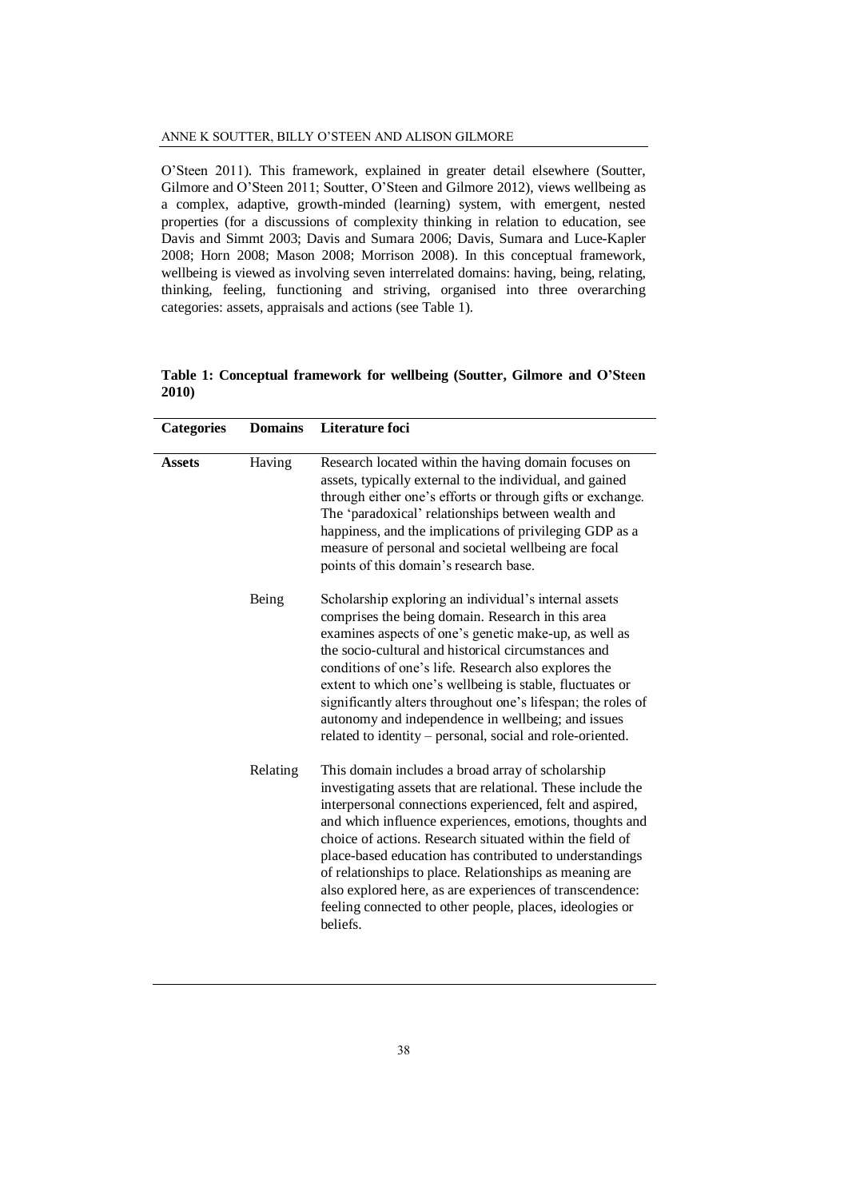O'Steen 2011). This framework, explained in greater detail elsewhere (Soutter, Gilmore and O'Steen 2011; Soutter, O'Steen and Gilmore 2012), views wellbeing as a complex, adaptive, growth-minded (learning) system, with emergent, nested properties (for a discussions of complexity thinking in relation to education, see Davis and Simmt 2003; Davis and Sumara 2006; Davis, Sumara and Luce-Kapler 2008; Horn 2008; Mason 2008; Morrison 2008). In this conceptual framework, wellbeing is viewed as involving seven interrelated domains: having, being, relating, thinking, feeling, functioning and striving, organised into three overarching categories: assets, appraisals and actions (see Table 1).

**Table 1: Conceptual framework for wellbeing (Soutter, Gilmore and O'Steen 2010)**

| Categories | Domains | Literature foci |
|---|---|---|
| **Assets** | Having | Research located within the having domain focuses on assets, typically external to the individual, and gained through either one's efforts or through gifts or exchange. The 'paradoxical' relationships between wealth and happiness, and the implications of privileging GDP as a measure of personal and societal wellbeing are focal points of this domain's research base. |
| | Being | Scholarship exploring an individual's internal assets comprises the being domain. Research in this area examines aspects of one's genetic make-up, as well as the socio-cultural and historical circumstances and conditions of one's life. Research also explores the extent to which one's wellbeing is stable, fluctuates or significantly alters throughout one's lifespan; the roles of autonomy and independence in wellbeing; and issues related to identity – personal, social and role-oriented. |
| | Relating | This domain includes a broad array of scholarship investigating assets that are relational. These include the interpersonal connections experienced, felt and aspired, and which influence experiences, emotions, thoughts and choice of actions. Research situated within the field of place-based education has contributed to understandings of relationships to place. Relationships as meaning are also explored here, as are experiences of transcendence: feeling connected to other people, places, ideologies or beliefs. |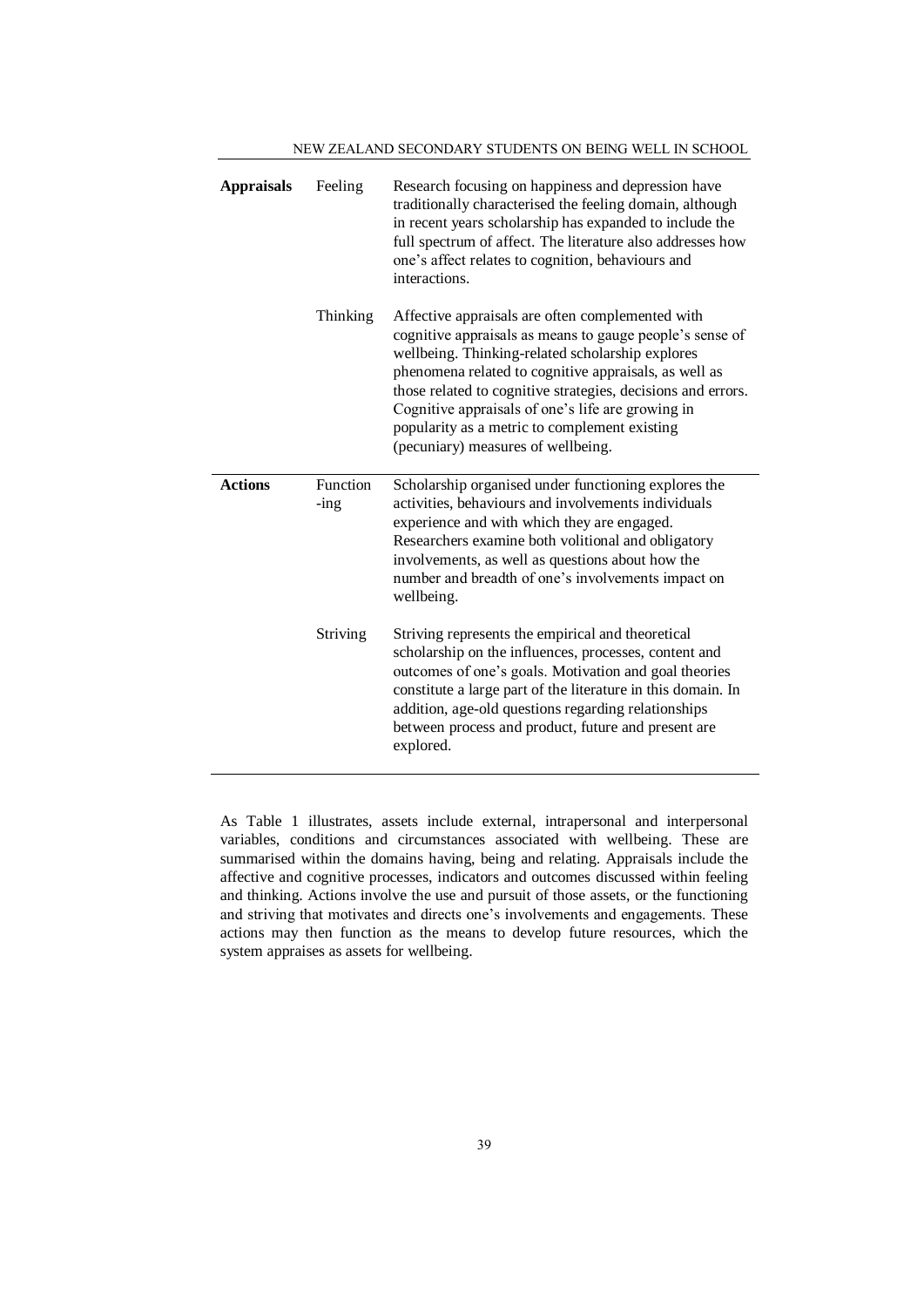| | | |
|---|---|---|
| **Appraisals** | Feeling | Research focusing on happiness and depression have traditionally characterised the feeling domain, although in recent years scholarship has expanded to include the full spectrum of affect. The literature also addresses how one's affect relates to cognition, behaviours and interactions. |
| | Thinking | Affective appraisals are often complemented with cognitive appraisals as means to gauge people's sense of wellbeing. Thinking-related scholarship explores phenomena related to cognitive appraisals, as well as those related to cognitive strategies, decisions and errors. Cognitive appraisals of one's life are growing in popularity as a metric to complement existing (pecuniary) measures of wellbeing. |
| **Actions** | Functioning | Scholarship organised under functioning explores the activities, behaviours and involvements individuals experience and with which they are engaged. Researchers examine both volitional and obligatory involvements, as well as questions about how the number and breadth of one's involvements impact on wellbeing. |
| | Striving | Striving represents the empirical and theoretical scholarship on the influences, processes, content and outcomes of one's goals. Motivation and goal theories constitute a large part of the literature in this domain. In addition, age-old questions regarding relationships between process and product, future and present are explored. |

As Table 1 illustrates, assets include external, intrapersonal and interpersonal variables, conditions and circumstances associated with wellbeing. These are summarised within the domains having, being and relating. Appraisals include the affective and cognitive processes, indicators and outcomes discussed within feeling and thinking. Actions involve the use and pursuit of those assets, or the functioning and striving that motivates and directs one's involvements and engagements. These actions may then function as the means to develop future resources, which the system appraises as assets for wellbeing.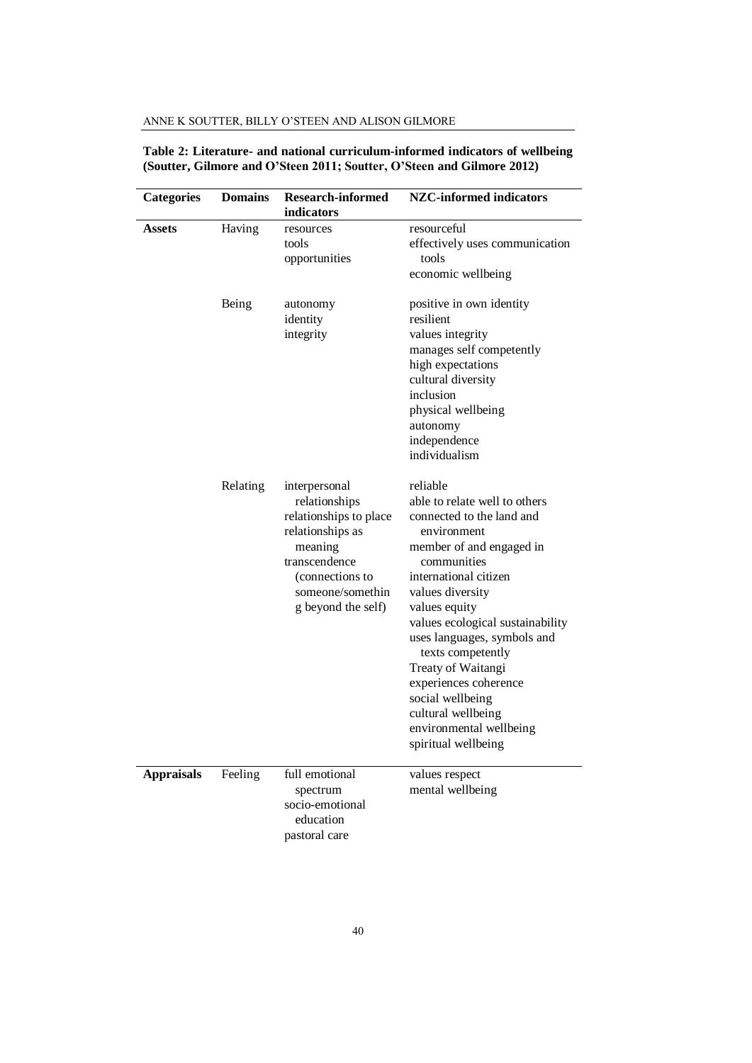**Table 2: Literature- and national curriculum-informed indicators of wellbeing (Soutter, Gilmore and O'Steen 2011; Soutter, O'Steen and Gilmore 2012)**

| Categories | Domains | Research-informed indicators | NZC-informed indicators |
|---|---|---|---|
| **Assets** | Having | resources<br>tools<br>opportunities | resourceful<br>effectively uses communication tools<br>economic wellbeing |
| | Being | autonomy<br>identity<br>integrity | positive in own identity<br>resilient<br>values integrity<br>manages self competently<br>high expectations<br>cultural diversity<br>inclusion<br>physical wellbeing<br>autonomy<br>independence<br>individualism |
| | Relating | interpersonal relationships<br>relationships to place<br>relationships as meaning<br>transcendence (connections to someone/something beyond the self) | reliable<br>able to relate well to others<br>connected to the land and environment<br>member of and engaged in communities<br>international citizen<br>values diversity<br>values equity<br>values ecological sustainability<br>uses languages, symbols and texts competently<br>Treaty of Waitangi<br>experiences coherence<br>social wellbeing<br>cultural wellbeing<br>environmental wellbeing<br>spiritual wellbeing |
| **Appraisals** | Feeling | full emotional spectrum<br>socio-emotional education<br>pastoral care | values respect<br>mental wellbeing |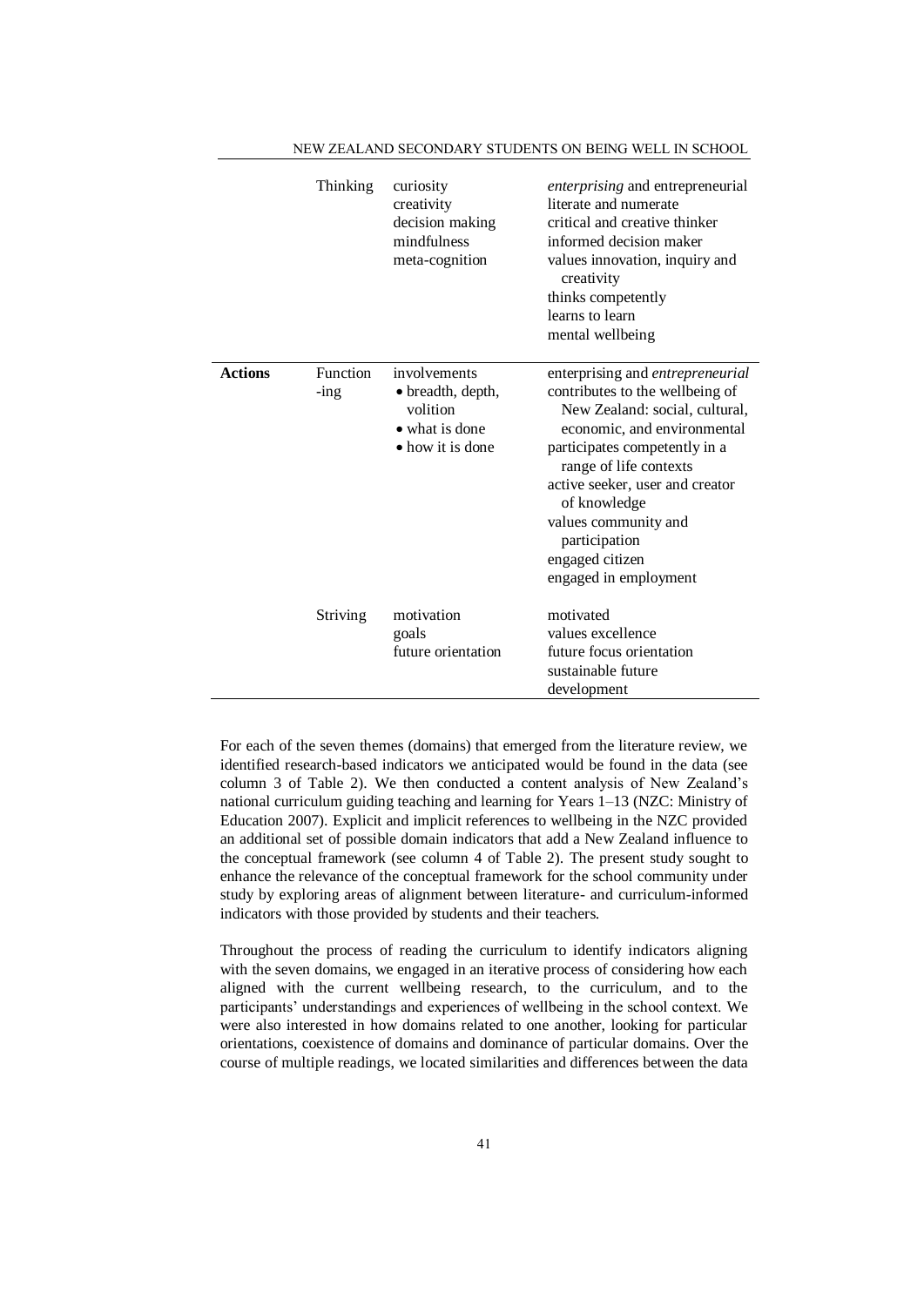| | | | |
|---|---|---|---|
| | Thinking | curiosity<br>creativity<br>decision making<br>mindfulness<br>meta-cognition | *enterprising* and entrepreneurial<br>literate and numerate<br>critical and creative thinker<br>informed decision maker<br>values innovation, inquiry and creativity<br>thinks competently<br>learns to learn<br>mental wellbeing |
| **Actions** | Function-ing | involvements<br>• breadth, depth, volition<br>• what is done<br>• how it is done | enterprising and *entrepreneurial*<br>contributes to the wellbeing of New Zealand: social, cultural, economic, and environmental<br>participates competently in a range of life contexts<br>active seeker, user and creator of knowledge<br>values community and participation<br>engaged citizen<br>engaged in employment |
| | Striving | motivation<br>goals<br>future orientation | motivated<br>values excellence<br>future focus orientation<br>sustainable future<br>development |

For each of the seven themes (domains) that emerged from the literature review, we identified research-based indicators we anticipated would be found in the data (see column 3 of Table 2). We then conducted a content analysis of New Zealand's national curriculum guiding teaching and learning for Years 1–13 (NZC: Ministry of Education 2007). Explicit and implicit references to wellbeing in the NZC provided an additional set of possible domain indicators that add a New Zealand influence to the conceptual framework (see column 4 of Table 2). The present study sought to enhance the relevance of the conceptual framework for the school community under study by exploring areas of alignment between literature- and curriculum-informed indicators with those provided by students and their teachers.

Throughout the process of reading the curriculum to identify indicators aligning with the seven domains, we engaged in an iterative process of considering how each aligned with the current wellbeing research, to the curriculum, and to the participants' understandings and experiences of wellbeing in the school context. We were also interested in how domains related to one another, looking for particular orientations, coexistence of domains and dominance of particular domains. Over the course of multiple readings, we located similarities and differences between the data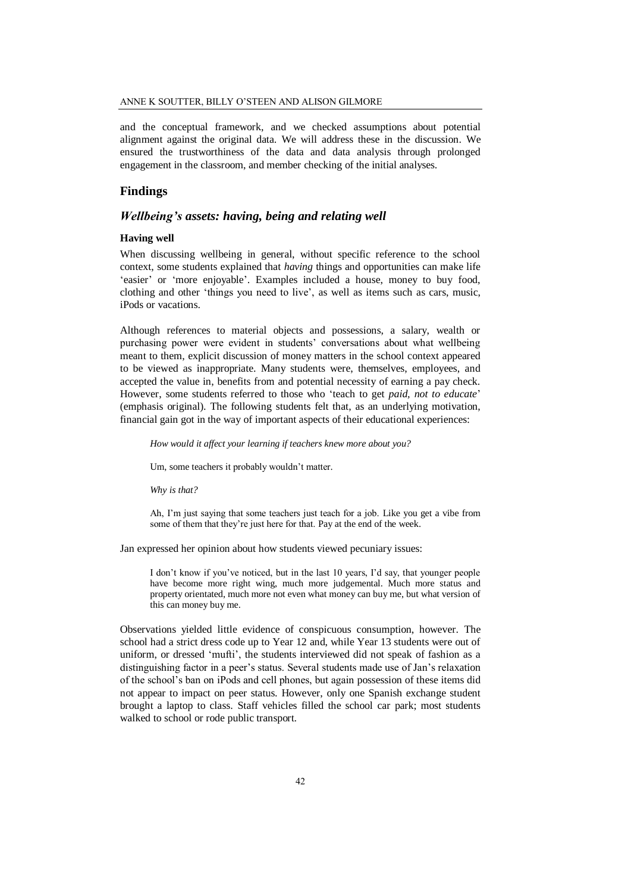and the conceptual framework, and we checked assumptions about potential alignment against the original data. We will address these in the discussion. We ensured the trustworthiness of the data and data analysis through prolonged engagement in the classroom, and member checking of the initial analyses.

## Findings

### *Wellbeing's assets: having, being and relating well*

#### Having well

When discussing wellbeing in general, without specific reference to the school context, some students explained that *having* things and opportunities can make life 'easier' or 'more enjoyable'. Examples included a house, money to buy food, clothing and other 'things you need to live', as well as items such as cars, music, iPods or vacations.

Although references to material objects and possessions, a salary, wealth or purchasing power were evident in students' conversations about what wellbeing meant to them, explicit discussion of money matters in the school context appeared to be viewed as inappropriate. Many students were, themselves, employees, and accepted the value in, benefits from and potential necessity of earning a pay check. However, some students referred to those who 'teach to get *paid, not to educate*' (emphasis original). The following students felt that, as an underlying motivation, financial gain got in the way of important aspects of their educational experiences:

> *How would it affect your learning if teachers knew more about you?*
>
> Um, some teachers it probably wouldn't matter.
>
> *Why is that?*
>
> Ah, I'm just saying that some teachers just teach for a job. Like you get a vibe from some of them that they're just here for that. Pay at the end of the week.

Jan expressed her opinion about how students viewed pecuniary issues:

> I don't know if you've noticed, but in the last 10 years, I'd say, that younger people have become more right wing, much more judgemental. Much more status and property orientated, much more not even what money can buy me, but what version of this can money buy me.

Observations yielded little evidence of conspicuous consumption, however. The school had a strict dress code up to Year 12 and, while Year 13 students were out of uniform, or dressed 'mufti', the students interviewed did not speak of fashion as a distinguishing factor in a peer's status. Several students made use of Jan's relaxation of the school's ban on iPods and cell phones, but again possession of these items did not appear to impact on peer status. However, only one Spanish exchange student brought a laptop to class. Staff vehicles filled the school car park; most students walked to school or rode public transport.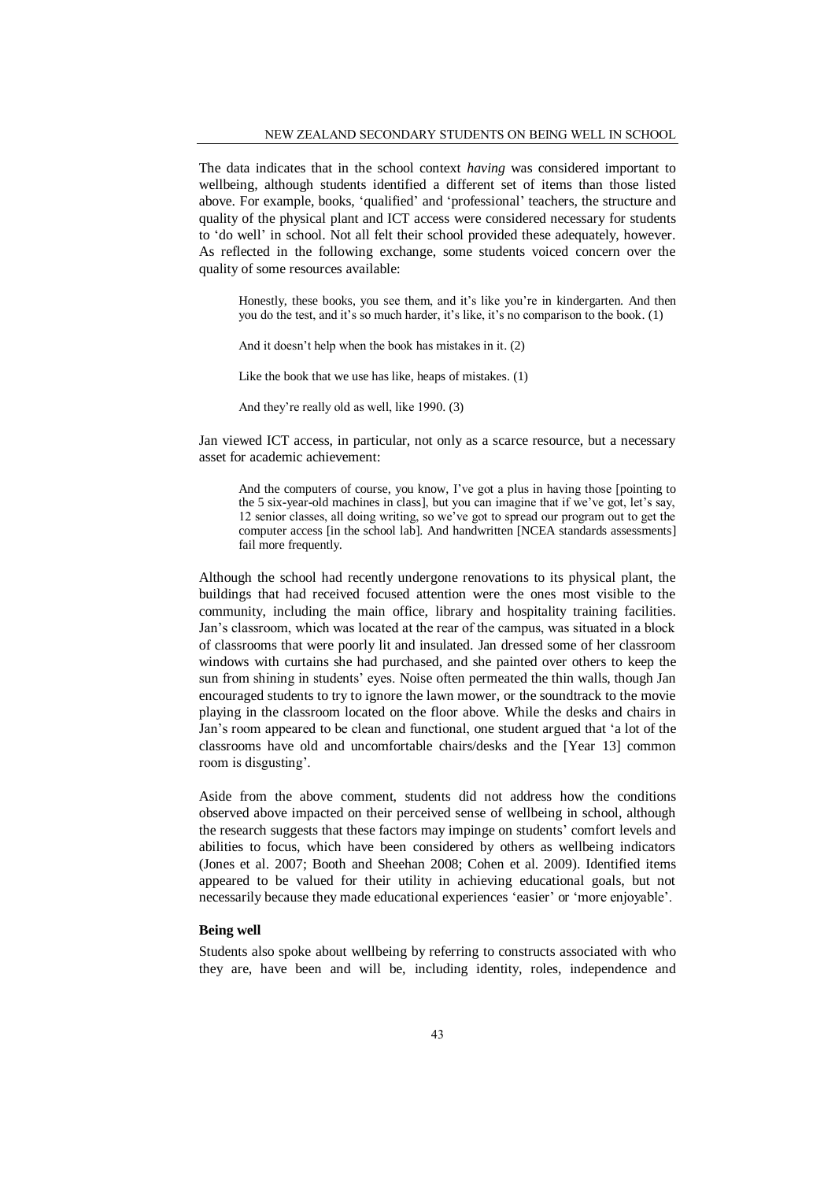The data indicates that in the school context *having* was considered important to wellbeing, although students identified a different set of items than those listed above. For example, books, 'qualified' and 'professional' teachers, the structure and quality of the physical plant and ICT access were considered necessary for students to 'do well' in school. Not all felt their school provided these adequately, however. As reflected in the following exchange, some students voiced concern over the quality of some resources available:

> Honestly, these books, you see them, and it's like you're in kindergarten. And then you do the test, and it's so much harder, it's like, it's no comparison to the book. (1)
>
> And it doesn't help when the book has mistakes in it. (2)
>
> Like the book that we use has like, heaps of mistakes. (1)
>
> And they're really old as well, like 1990. (3)

Jan viewed ICT access, in particular, not only as a scarce resource, but a necessary asset for academic achievement:

> And the computers of course, you know, I've got a plus in having those [pointing to the 5 six-year-old machines in class], but you can imagine that if we've got, let's say, 12 senior classes, all doing writing, so we've got to spread our program out to get the computer access [in the school lab]. And handwritten [NCEA standards assessments] fail more frequently.

Although the school had recently undergone renovations to its physical plant, the buildings that had received focused attention were the ones most visible to the community, including the main office, library and hospitality training facilities. Jan's classroom, which was located at the rear of the campus, was situated in a block of classrooms that were poorly lit and insulated. Jan dressed some of her classroom windows with curtains she had purchased, and she painted over others to keep the sun from shining in students' eyes. Noise often permeated the thin walls, though Jan encouraged students to try to ignore the lawn mower, or the soundtrack to the movie playing in the classroom located on the floor above. While the desks and chairs in Jan's room appeared to be clean and functional, one student argued that 'a lot of the classrooms have old and uncomfortable chairs/desks and the [Year 13] common room is disgusting'.

Aside from the above comment, students did not address how the conditions observed above impacted on their perceived sense of wellbeing in school, although the research suggests that these factors may impinge on students' comfort levels and abilities to focus, which have been considered by others as wellbeing indicators (Jones et al. 2007; Booth and Sheehan 2008; Cohen et al. 2009). Identified items appeared to be valued for their utility in achieving educational goals, but not necessarily because they made educational experiences 'easier' or 'more enjoyable'.

**Being well**

Students also spoke about wellbeing by referring to constructs associated with who they are, have been and will be, including identity, roles, independence and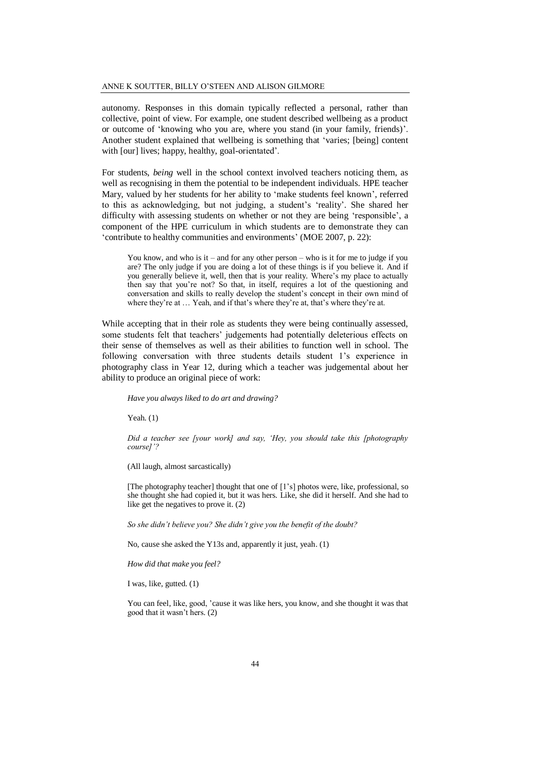autonomy. Responses in this domain typically reflected a personal, rather than collective, point of view. For example, one student described wellbeing as a product or outcome of 'knowing who you are, where you stand (in your family, friends)'. Another student explained that wellbeing is something that 'varies; [being] content with [our] lives; happy, healthy, goal-orientated'.

For students, *being* well in the school context involved teachers noticing them, as well as recognising in them the potential to be independent individuals. HPE teacher Mary, valued by her students for her ability to 'make students feel known', referred to this as acknowledging, but not judging, a student's 'reality'. She shared her difficulty with assessing students on whether or not they are being 'responsible', a component of the HPE curriculum in which students are to demonstrate they can 'contribute to healthy communities and environments' (MOE 2007, p. 22):

> You know, and who is it – and for any other person – who is it for me to judge if you are? The only judge if you are doing a lot of these things is if you believe it. And if you generally believe it, well, then that is your reality. Where's my place to actually then say that you're not? So that, in itself, requires a lot of the questioning and conversation and skills to really develop the student's concept in their own mind of where they're at … Yeah, and if that's where they're at, that's where they're at.

While accepting that in their role as students they were being continually assessed, some students felt that teachers' judgements had potentially deleterious effects on their sense of themselves as well as their abilities to function well in school. The following conversation with three students details student 1's experience in photography class in Year 12, during which a teacher was judgemental about her ability to produce an original piece of work:

> *Have you always liked to do art and drawing?*
>
> Yeah. (1)
>
> *Did a teacher see [your work] and say, 'Hey, you should take this [photography course]'?*
>
> (All laugh, almost sarcastically)
>
> [The photography teacher] thought that one of [1's] photos were, like, professional, so she thought she had copied it, but it was hers. Like, she did it herself. And she had to like get the negatives to prove it. (2)
>
> *So she didn't believe you? She didn't give you the benefit of the doubt?*
>
> No, cause she asked the Y13s and, apparently it just, yeah. (1)
>
> *How did that make you feel?*
>
> I was, like, gutted. (1)
>
> You can feel, like, good, 'cause it was like hers, you know, and she thought it was that good that it wasn't hers. (2)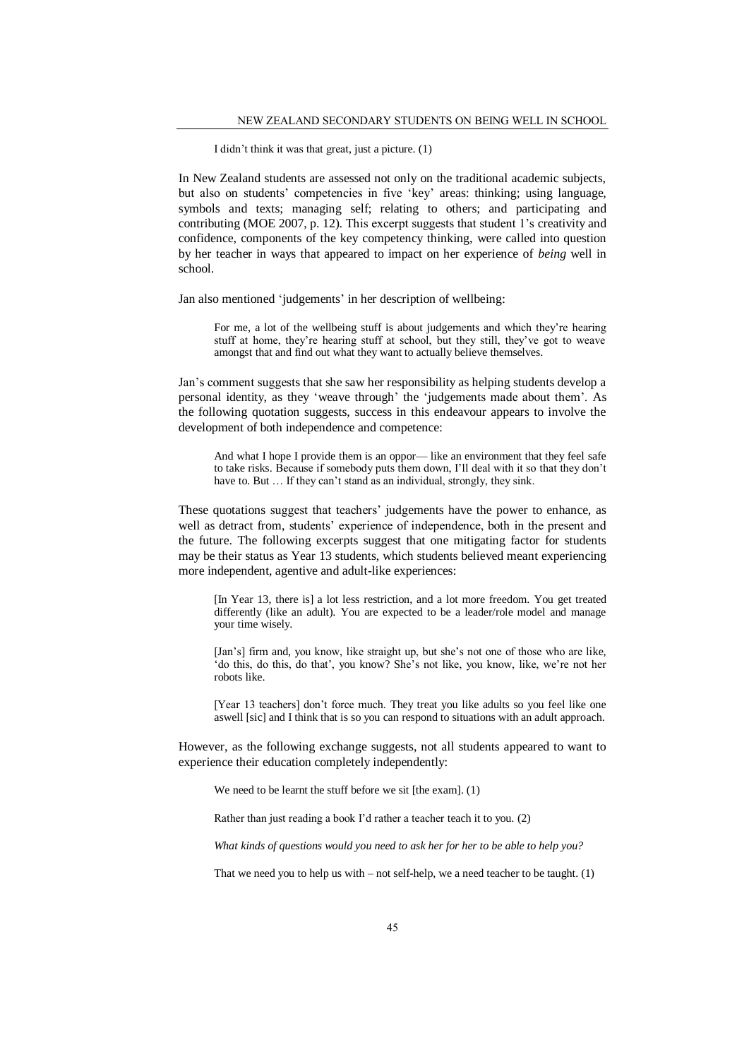> I didn't think it was that great, just a picture. (1)

In New Zealand students are assessed not only on the traditional academic subjects, but also on students' competencies in five 'key' areas: thinking; using language, symbols and texts; managing self; relating to others; and participating and contributing (MOE 2007, p. 12). This excerpt suggests that student 1's creativity and confidence, components of the key competency thinking, were called into question by her teacher in ways that appeared to impact on her experience of *being* well in school.

Jan also mentioned 'judgements' in her description of wellbeing:

> For me, a lot of the wellbeing stuff is about judgements and which they're hearing stuff at home, they're hearing stuff at school, but they still, they've got to weave amongst that and find out what they want to actually believe themselves.

Jan's comment suggests that she saw her responsibility as helping students develop a personal identity, as they 'weave through' the 'judgements made about them'. As the following quotation suggests, success in this endeavour appears to involve the development of both independence and competence:

> And what I hope I provide them is an oppor— like an environment that they feel safe to take risks. Because if somebody puts them down, I'll deal with it so that they don't have to. But … If they can't stand as an individual, strongly, they sink.

These quotations suggest that teachers' judgements have the power to enhance, as well as detract from, students' experience of independence, both in the present and the future. The following excerpts suggest that one mitigating factor for students may be their status as Year 13 students, which students believed meant experiencing more independent, agentive and adult-like experiences:

> [In Year 13, there is] a lot less restriction, and a lot more freedom. You get treated differently (like an adult). You are expected to be a leader/role model and manage your time wisely.

> [Jan's] firm and, you know, like straight up, but she's not one of those who are like, 'do this, do this, do that', you know? She's not like, you know, like, we're not her robots like.

> [Year 13 teachers] don't force much. They treat you like adults so you feel like one aswell [sic] and I think that is so you can respond to situations with an adult approach.

However, as the following exchange suggests, not all students appeared to want to experience their education completely independently:

> We need to be learnt the stuff before we sit [the exam]. (1)
>
> Rather than just reading a book I'd rather a teacher teach it to you. (2)
>
> *What kinds of questions would you need to ask her for her to be able to help you?*
>
> That we need you to help us with – not self-help, we a need teacher to be taught. (1)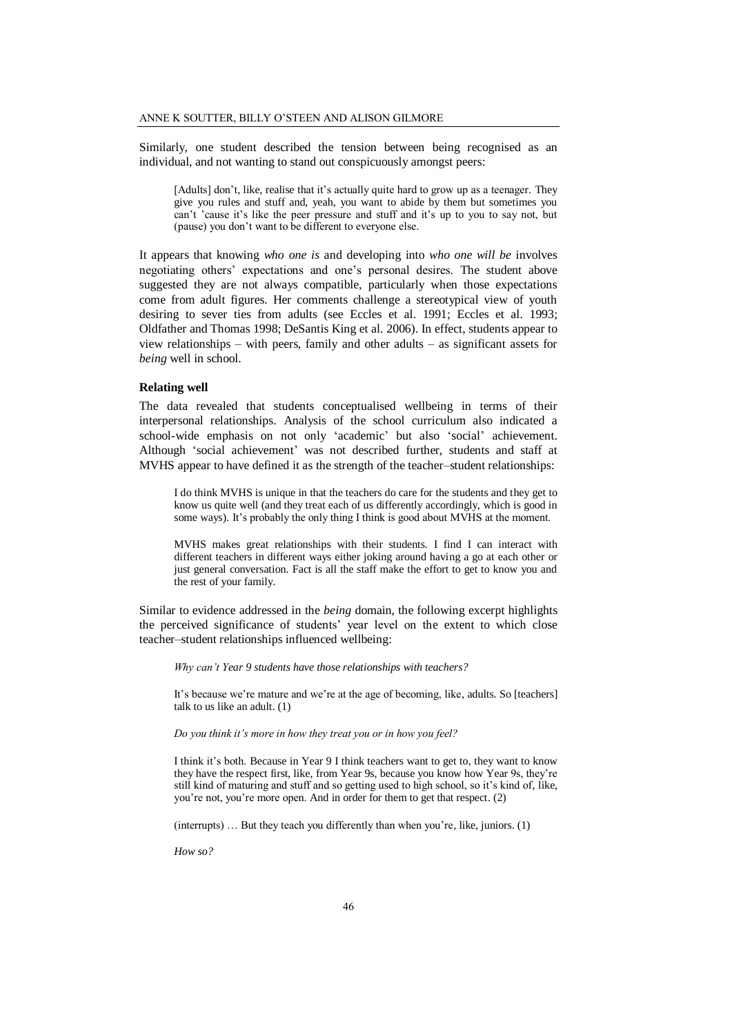Similarly, one student described the tension between being recognised as an individual, and not wanting to stand out conspicuously amongst peers:

> [Adults] don't, like, realise that it's actually quite hard to grow up as a teenager. They give you rules and stuff and, yeah, you want to abide by them but sometimes you can't 'cause it's like the peer pressure and stuff and it's up to you to say not, but (pause) you don't want to be different to everyone else.

It appears that knowing *who one is* and developing into *who one will be* involves negotiating others' expectations and one's personal desires. The student above suggested they are not always compatible, particularly when those expectations come from adult figures. Her comments challenge a stereotypical view of youth desiring to sever ties from adults (see Eccles et al. 1991; Eccles et al. 1993; Oldfather and Thomas 1998; DeSantis King et al. 2006). In effect, students appear to view relationships – with peers, family and other adults – as significant assets for *being* well in school.

### Relating well

The data revealed that students conceptualised wellbeing in terms of their interpersonal relationships. Analysis of the school curriculum also indicated a school-wide emphasis on not only 'academic' but also 'social' achievement. Although 'social achievement' was not described further, students and staff at MVHS appear to have defined it as the strength of the teacher–student relationships:

> I do think MVHS is unique in that the teachers do care for the students and they get to know us quite well (and they treat each of us differently accordingly, which is good in some ways). It's probably the only thing I think is good about MVHS at the moment.

> MVHS makes great relationships with their students. I find I can interact with different teachers in different ways either joking around having a go at each other or just general conversation. Fact is all the staff make the effort to get to know you and the rest of your family.

Similar to evidence addressed in the *being* domain, the following excerpt highlights the perceived significance of students' year level on the extent to which close teacher–student relationships influenced wellbeing:

> *Why can't Year 9 students have those relationships with teachers?*
>
> It's because we're mature and we're at the age of becoming, like, adults. So [teachers] talk to us like an adult. (1)
>
> *Do you think it's more in how they treat you or in how you feel?*
>
> I think it's both. Because in Year 9 I think teachers want to get to, they want to know they have the respect first, like, from Year 9s, because you know how Year 9s, they're still kind of maturing and stuff and so getting used to high school, so it's kind of, like, you're not, you're more open. And in order for them to get that respect. (2)
>
> (interrupts) … But they teach you differently than when you're, like, juniors. (1)
>
> *How so?*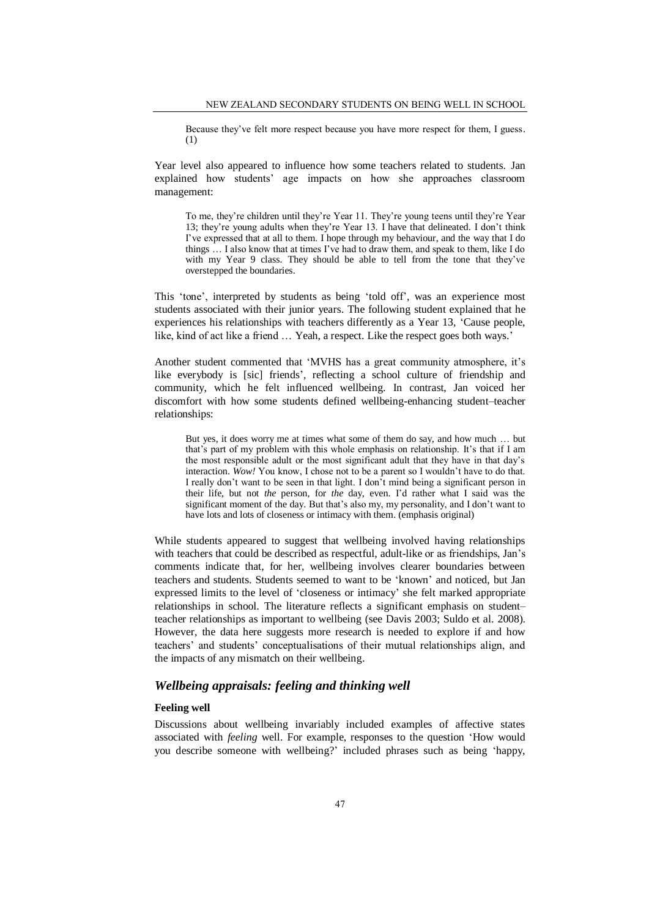> Because they've felt more respect because you have more respect for them, I guess. (1)

Year level also appeared to influence how some teachers related to students. Jan explained how students' age impacts on how she approaches classroom management:

> To me, they're children until they're Year 11. They're young teens until they're Year 13; they're young adults when they're Year 13. I have that delineated. I don't think I've expressed that at all to them. I hope through my behaviour, and the way that I do things … I also know that at times I've had to draw them, and speak to them, like I do with my Year 9 class. They should be able to tell from the tone that they've overstepped the boundaries.

This 'tone', interpreted by students as being 'told off', was an experience most students associated with their junior years. The following student explained that he experiences his relationships with teachers differently as a Year 13, 'Cause people, like, kind of act like a friend … Yeah, a respect. Like the respect goes both ways.'

Another student commented that 'MVHS has a great community atmosphere, it's like everybody is [sic] friends', reflecting a school culture of friendship and community, which he felt influenced wellbeing. In contrast, Jan voiced her discomfort with how some students defined wellbeing-enhancing student–teacher relationships:

> But yes, it does worry me at times what some of them do say, and how much … but that's part of my problem with this whole emphasis on relationship. It's that if I am the most responsible adult or the most significant adult that they have in that day's interaction. *Wow!* You know, I chose not to be a parent so I wouldn't have to do that. I really don't want to be seen in that light. I don't mind being a significant person in their life, but not *the* person, for *the* day, even. I'd rather what I said was the significant moment of the day. But that's also my, my personality, and I don't want to have lots and lots of closeness or intimacy with them. (emphasis original)

While students appeared to suggest that wellbeing involved having relationships with teachers that could be described as respectful, adult-like or as friendships, Jan's comments indicate that, for her, wellbeing involves clearer boundaries between teachers and students. Students seemed to want to be 'known' and noticed, but Jan expressed limits to the level of 'closeness or intimacy' she felt marked appropriate relationships in school. The literature reflects a significant emphasis on student–teacher relationships as important to wellbeing (see Davis 2003; Suldo et al. 2008). However, the data here suggests more research is needed to explore if and how teachers' and students' conceptualisations of their mutual relationships align, and the impacts of any mismatch on their wellbeing.

## *Wellbeing appraisals: feeling and thinking well*

### Feeling well

Discussions about wellbeing invariably included examples of affective states associated with *feeling* well. For example, responses to the question 'How would you describe someone with wellbeing?' included phrases such as being 'happy,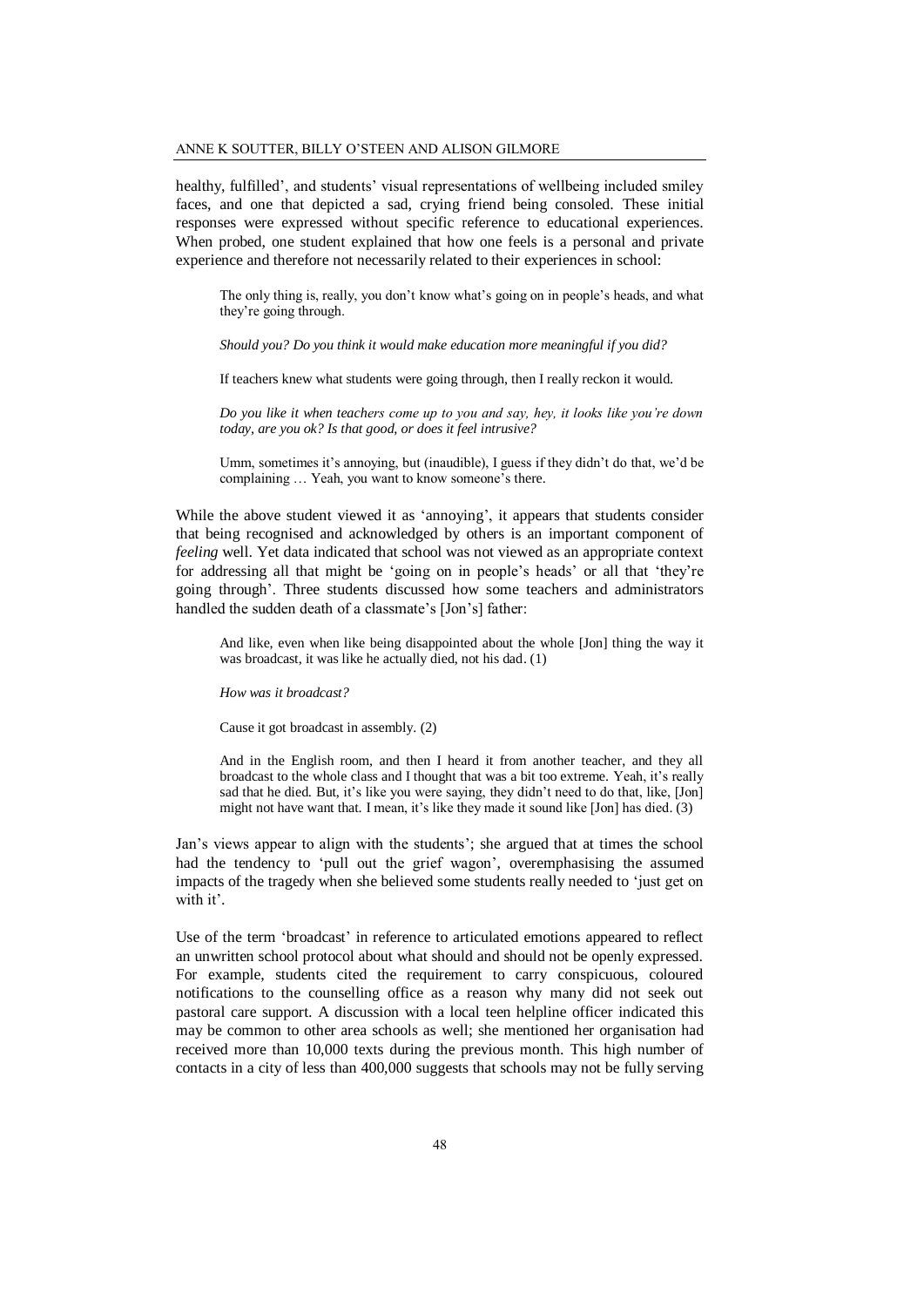healthy, fulfilled', and students' visual representations of wellbeing included smiley faces, and one that depicted a sad, crying friend being consoled. These initial responses were expressed without specific reference to educational experiences. When probed, one student explained that how one feels is a personal and private experience and therefore not necessarily related to their experiences in school:

> The only thing is, really, you don't know what's going on in people's heads, and what they're going through.
>
> *Should you? Do you think it would make education more meaningful if you did?*
>
> If teachers knew what students were going through, then I really reckon it would.
>
> *Do you like it when teachers come up to you and say, hey, it looks like you're down today, are you ok? Is that good, or does it feel intrusive?*
>
> Umm, sometimes it's annoying, but (inaudible), I guess if they didn't do that, we'd be complaining … Yeah, you want to know someone's there.

While the above student viewed it as 'annoying', it appears that students consider that being recognised and acknowledged by others is an important component of *feeling* well. Yet data indicated that school was not viewed as an appropriate context for addressing all that might be 'going on in people's heads' or all that 'they're going through'. Three students discussed how some teachers and administrators handled the sudden death of a classmate's [Jon's] father:

> And like, even when like being disappointed about the whole [Jon] thing the way it was broadcast, it was like he actually died, not his dad. (1)
>
> *How was it broadcast?*
>
> Cause it got broadcast in assembly. (2)
>
> And in the English room, and then I heard it from another teacher, and they all broadcast to the whole class and I thought that was a bit too extreme. Yeah, it's really sad that he died. But, it's like you were saying, they didn't need to do that, like, [Jon] might not have want that. I mean, it's like they made it sound like [Jon] has died. (3)

Jan's views appear to align with the students'; she argued that at times the school had the tendency to 'pull out the grief wagon', overemphasising the assumed impacts of the tragedy when she believed some students really needed to 'just get on with it'.

Use of the term 'broadcast' in reference to articulated emotions appeared to reflect an unwritten school protocol about what should and should not be openly expressed. For example, students cited the requirement to carry conspicuous, coloured notifications to the counselling office as a reason why many did not seek out pastoral care support. A discussion with a local teen helpline officer indicated this may be common to other area schools as well; she mentioned her organisation had received more than 10,000 texts during the previous month. This high number of contacts in a city of less than 400,000 suggests that schools may not be fully serving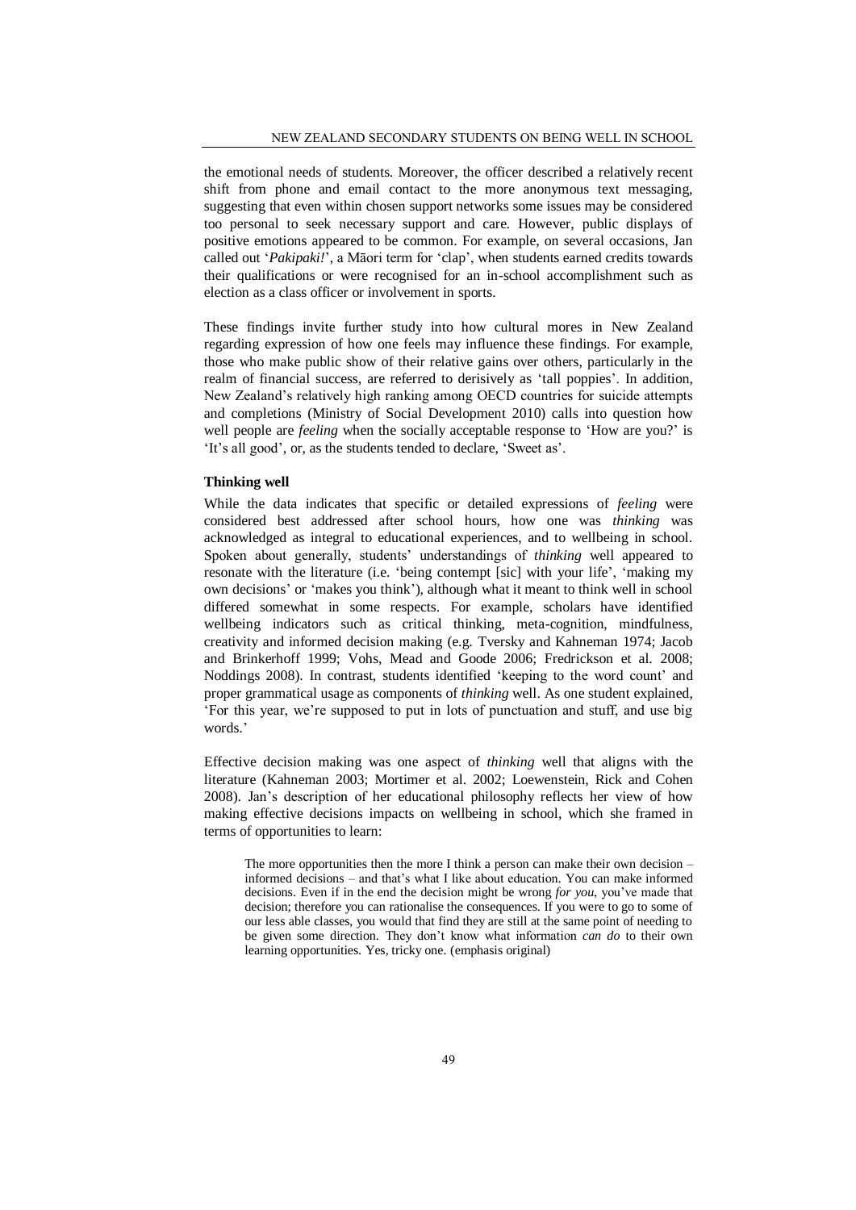the emotional needs of students. Moreover, the officer described a relatively recent shift from phone and email contact to the more anonymous text messaging, suggesting that even within chosen support networks some issues may be considered too personal to seek necessary support and care. However, public displays of positive emotions appeared to be common. For example, on several occasions, Jan called out '*Pakipaki!*', a Māori term for 'clap', when students earned credits towards their qualifications or were recognised for an in-school accomplishment such as election as a class officer or involvement in sports.

These findings invite further study into how cultural mores in New Zealand regarding expression of how one feels may influence these findings. For example, those who make public show of their relative gains over others, particularly in the realm of financial success, are referred to derisively as 'tall poppies'. In addition, New Zealand's relatively high ranking among OECD countries for suicide attempts and completions (Ministry of Social Development 2010) calls into question how well people are *feeling* when the socially acceptable response to 'How are you?' is 'It's all good', or, as the students tended to declare, 'Sweet as'.

### Thinking well

While the data indicates that specific or detailed expressions of *feeling* were considered best addressed after school hours, how one was *thinking* was acknowledged as integral to educational experiences, and to wellbeing in school. Spoken about generally, students' understandings of *thinking* well appeared to resonate with the literature (i.e. 'being contempt [sic] with your life', 'making my own decisions' or 'makes you think'), although what it meant to think well in school differed somewhat in some respects. For example, scholars have identified wellbeing indicators such as critical thinking, meta-cognition, mindfulness, creativity and informed decision making (e.g. Tversky and Kahneman 1974; Jacob and Brinkerhoff 1999; Vohs, Mead and Goode 2006; Fredrickson et al. 2008; Noddings 2008). In contrast, students identified 'keeping to the word count' and proper grammatical usage as components of *thinking* well. As one student explained, 'For this year, we're supposed to put in lots of punctuation and stuff, and use big words.'

Effective decision making was one aspect of *thinking* well that aligns with the literature (Kahneman 2003; Mortimer et al. 2002; Loewenstein, Rick and Cohen 2008). Jan's description of her educational philosophy reflects her view of how making effective decisions impacts on wellbeing in school, which she framed in terms of opportunities to learn:

> The more opportunities then the more I think a person can make their own decision – informed decisions – and that's what I like about education. You can make informed decisions. Even if in the end the decision might be wrong *for you*, you've made that decision; therefore you can rationalise the consequences. If you were to go to some of our less able classes, you would that find they are still at the same point of needing to be given some direction. They don't know what information *can do* to their own learning opportunities. Yes, tricky one. (emphasis original)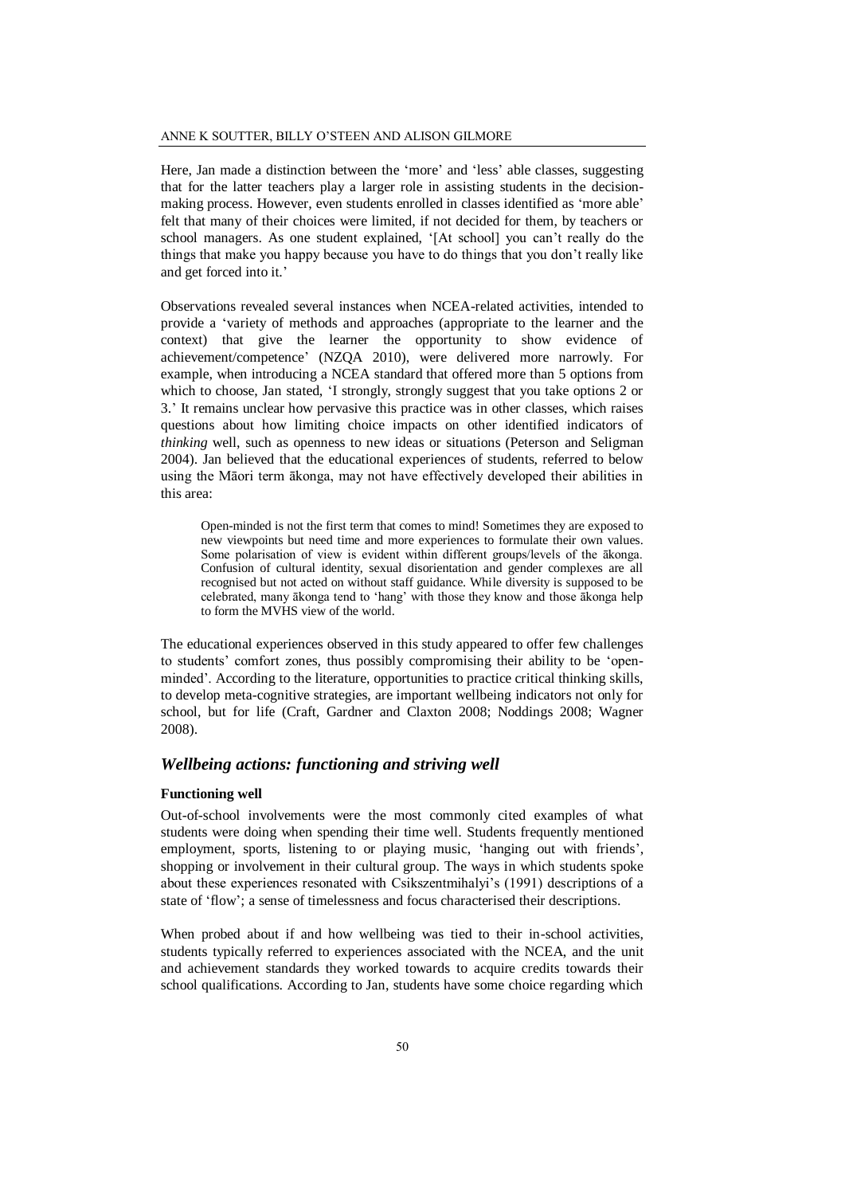Here, Jan made a distinction between the 'more' and 'less' able classes, suggesting that for the latter teachers play a larger role in assisting students in the decision-making process. However, even students enrolled in classes identified as 'more able' felt that many of their choices were limited, if not decided for them, by teachers or school managers. As one student explained, '[At school] you can't really do the things that make you happy because you have to do things that you don't really like and get forced into it.'

Observations revealed several instances when NCEA-related activities, intended to provide a 'variety of methods and approaches (appropriate to the learner and the context) that give the learner the opportunity to show evidence of achievement/competence' (NZQA 2010), were delivered more narrowly. For example, when introducing a NCEA standard that offered more than 5 options from which to choose, Jan stated, 'I strongly, strongly suggest that you take options 2 or 3.' It remains unclear how pervasive this practice was in other classes, which raises questions about how limiting choice impacts on other identified indicators of *thinking* well, such as openness to new ideas or situations (Peterson and Seligman 2004). Jan believed that the educational experiences of students, referred to below using the Māori term ākonga, may not have effectively developed their abilities in this area:

> Open-minded is not the first term that comes to mind! Sometimes they are exposed to new viewpoints but need time and more experiences to formulate their own values. Some polarisation of view is evident within different groups/levels of the ākonga. Confusion of cultural identity, sexual disorientation and gender complexes are all recognised but not acted on without staff guidance. While diversity is supposed to be celebrated, many ākonga tend to 'hang' with those they know and those ākonga help to form the MVHS view of the world.

The educational experiences observed in this study appeared to offer few challenges to students' comfort zones, thus possibly compromising their ability to be 'open-minded'. According to the literature, opportunities to practice critical thinking skills, to develop meta-cognitive strategies, are important wellbeing indicators not only for school, but for life (Craft, Gardner and Claxton 2008; Noddings 2008; Wagner 2008).

## *Wellbeing actions: functioning and striving well*

### Functioning well

Out-of-school involvements were the most commonly cited examples of what students were doing when spending their time well. Students frequently mentioned employment, sports, listening to or playing music, 'hanging out with friends', shopping or involvement in their cultural group. The ways in which students spoke about these experiences resonated with Csikszentmihalyi's (1991) descriptions of a state of 'flow'; a sense of timelessness and focus characterised their descriptions.

When probed about if and how wellbeing was tied to their in-school activities, students typically referred to experiences associated with the NCEA, and the unit and achievement standards they worked towards to acquire credits towards their school qualifications. According to Jan, students have some choice regarding which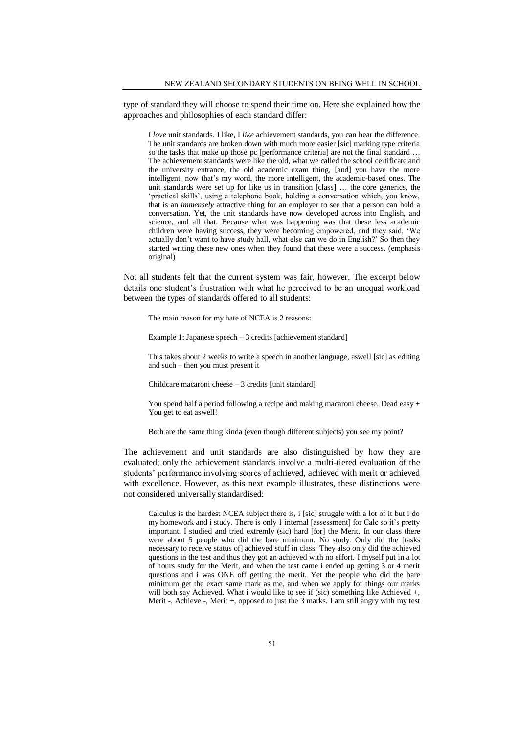type of standard they will choose to spend their time on. Here she explained how the approaches and philosophies of each standard differ:

> I *love* unit standards. I like, I *like* achievement standards, you can hear the difference. The unit standards are broken down with much more easier [sic] marking type criteria so the tasks that make up those pc [performance criteria] are not the final standard … The achievement standards were like the old, what we called the school certificate and the university entrance, the old academic exam thing, [and] you have the more intelligent, now that's my word, the more intelligent, the academic-based ones. The unit standards were set up for like us in transition [class] … the core generics, the 'practical skills', using a telephone book, holding a conversation which, you know, that is an *immensely* attractive thing for an employer to see that a person can hold a conversation. Yet, the unit standards have now developed across into English, and science, and all that. Because what was happening was that these less academic children were having success, they were becoming empowered, and they said, 'We actually don't want to have study hall, what else can we do in English?' So then they started writing these new ones when they found that these were a success. (emphasis original)

Not all students felt that the current system was fair, however. The excerpt below details one student's frustration with what he perceived to be an unequal workload between the types of standards offered to all students:

> The main reason for my hate of NCEA is 2 reasons:
>
> Example 1: Japanese speech – 3 credits [achievement standard]
>
> This takes about 2 weeks to write a speech in another language, aswell [sic] as editing and such – then you must present it
>
> Childcare macaroni cheese – 3 credits [unit standard]
>
> You spend half a period following a recipe and making macaroni cheese. Dead easy + You get to eat aswell!
>
> Both are the same thing kinda (even though different subjects) you see my point?

The achievement and unit standards are also distinguished by how they are evaluated; only the achievement standards involve a multi-tiered evaluation of the students' performance involving scores of achieved, achieved with merit or achieved with excellence. However, as this next example illustrates, these distinctions were not considered universally standardised:

> Calculus is the hardest NCEA subject there is, i [sic] struggle with a lot of it but i do my homework and i study. There is only 1 internal [assessment] for Calc so it's pretty important. I studied and tried extremly (sic) hard [for] the Merit. In our class there were about 5 people who did the bare minimum. No study. Only did the [tasks necessary to receive status of] achieved stuff in class. They also only did the achieved questions in the test and thus they got an achieved with no effort. I myself put in a lot of hours study for the Merit, and when the test came i ended up getting 3 or 4 merit questions and i was ONE off getting the merit. Yet the people who did the bare minimum get the exact same mark as me, and when we apply for things our marks will both say Achieved. What i would like to see if (sic) something like Achieved +, Merit -, Achieve -, Merit +, opposed to just the 3 marks. I am still angry with my test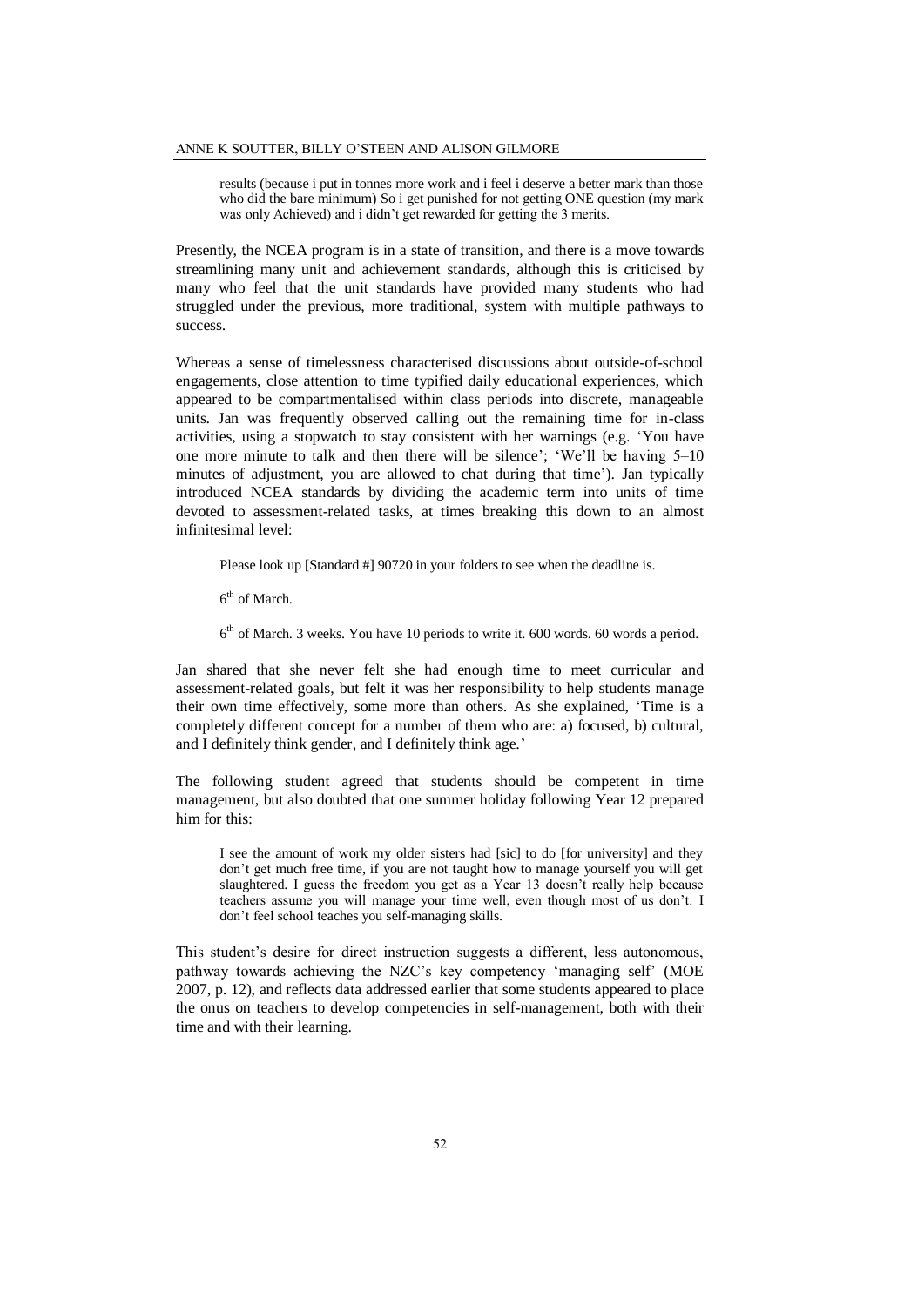> results (because i put in tonnes more work and i feel i deserve a better mark than those who did the bare minimum) So i get punished for not getting ONE question (my mark was only Achieved) and i didn't get rewarded for getting the 3 merits.

Presently, the NCEA program is in a state of transition, and there is a move towards streamlining many unit and achievement standards, although this is criticised by many who feel that the unit standards have provided many students who had struggled under the previous, more traditional, system with multiple pathways to success.

Whereas a sense of timelessness characterised discussions about outside-of-school engagements, close attention to time typified daily educational experiences, which appeared to be compartmentalised within class periods into discrete, manageable units. Jan was frequently observed calling out the remaining time for in-class activities, using a stopwatch to stay consistent with her warnings (e.g. 'You have one more minute to talk and then there will be silence'; 'We'll be having 5–10 minutes of adjustment, you are allowed to chat during that time'). Jan typically introduced NCEA standards by dividing the academic term into units of time devoted to assessment-related tasks, at times breaking this down to an almost infinitesimal level:

> Please look up [Standard #] 90720 in your folders to see when the deadline is.
>
> 6th of March.
>
> 6th of March. 3 weeks. You have 10 periods to write it. 600 words. 60 words a period.

Jan shared that she never felt she had enough time to meet curricular and assessment-related goals, but felt it was her responsibility to help students manage their own time effectively, some more than others. As she explained, 'Time is a completely different concept for a number of them who are: a) focused, b) cultural, and I definitely think gender, and I definitely think age.'

The following student agreed that students should be competent in time management, but also doubted that one summer holiday following Year 12 prepared him for this:

> I see the amount of work my older sisters had [sic] to do [for university] and they don't get much free time, if you are not taught how to manage yourself you will get slaughtered. I guess the freedom you get as a Year 13 doesn't really help because teachers assume you will manage your time well, even though most of us don't. I don't feel school teaches you self-managing skills.

This student's desire for direct instruction suggests a different, less autonomous, pathway towards achieving the NZC's key competency 'managing self' (MOE 2007, p. 12), and reflects data addressed earlier that some students appeared to place the onus on teachers to develop competencies in self-management, both with their time and with their learning.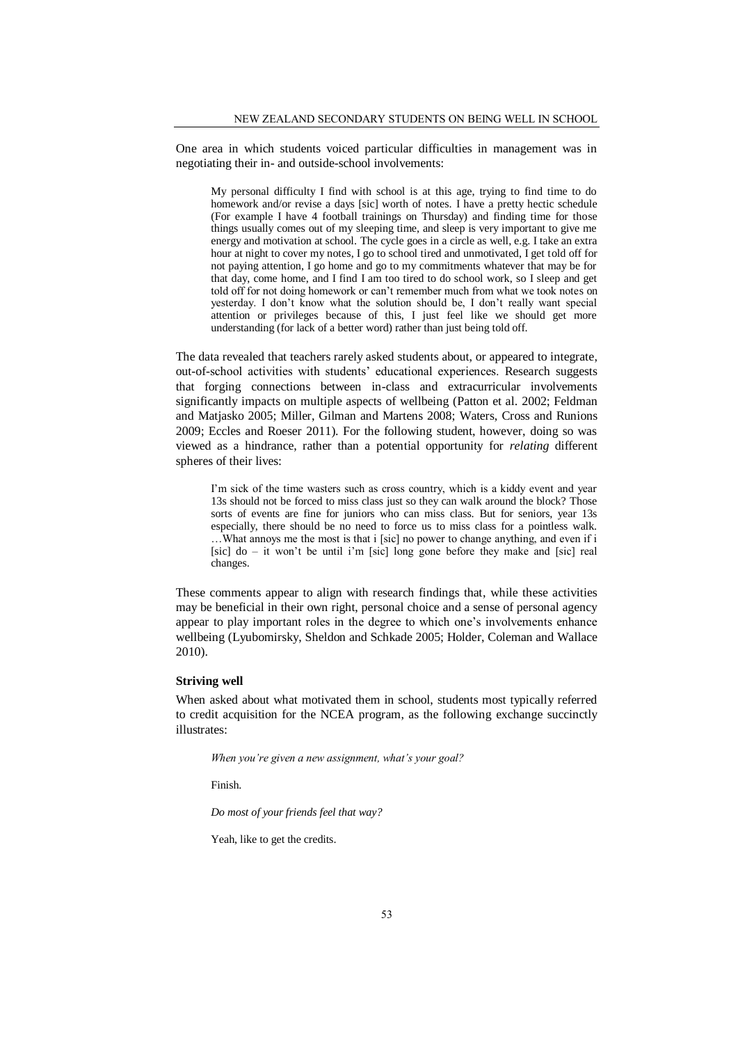One area in which students voiced particular difficulties in management was in negotiating their in- and outside-school involvements:

> My personal difficulty I find with school is at this age, trying to find time to do homework and/or revise a days [sic] worth of notes. I have a pretty hectic schedule (For example I have 4 football trainings on Thursday) and finding time for those things usually comes out of my sleeping time, and sleep is very important to give me energy and motivation at school. The cycle goes in a circle as well, e.g. I take an extra hour at night to cover my notes, I go to school tired and unmotivated, I get told off for not paying attention, I go home and go to my commitments whatever that may be for that day, come home, and I find I am too tired to do school work, so I sleep and get told off for not doing homework or can't remember much from what we took notes on yesterday. I don't know what the solution should be, I don't really want special attention or privileges because of this, I just feel like we should get more understanding (for lack of a better word) rather than just being told off.

The data revealed that teachers rarely asked students about, or appeared to integrate, out-of-school activities with students' educational experiences. Research suggests that forging connections between in-class and extracurricular involvements significantly impacts on multiple aspects of wellbeing (Patton et al. 2002; Feldman and Matjasko 2005; Miller, Gilman and Martens 2008; Waters, Cross and Runions 2009; Eccles and Roeser 2011). For the following student, however, doing so was viewed as a hindrance, rather than a potential opportunity for *relating* different spheres of their lives:

> I'm sick of the time wasters such as cross country, which is a kiddy event and year 13s should not be forced to miss class just so they can walk around the block? Those sorts of events are fine for juniors who can miss class. But for seniors, year 13s especially, there should be no need to force us to miss class for a pointless walk. …What annoys me the most is that i [sic] no power to change anything, and even if i [sic] do – it won't be until i'm [sic] long gone before they make and [sic] real changes.

These comments appear to align with research findings that, while these activities may be beneficial in their own right, personal choice and a sense of personal agency appear to play important roles in the degree to which one's involvements enhance wellbeing (Lyubomirsky, Sheldon and Schkade 2005; Holder, Coleman and Wallace 2010).

### Striving well

When asked about what motivated them in school, students most typically referred to credit acquisition for the NCEA program, as the following exchange succinctly illustrates:

> *When you're given a new assignment, what's your goal?*
>
> Finish.
>
> *Do most of your friends feel that way?*
>
> Yeah, like to get the credits.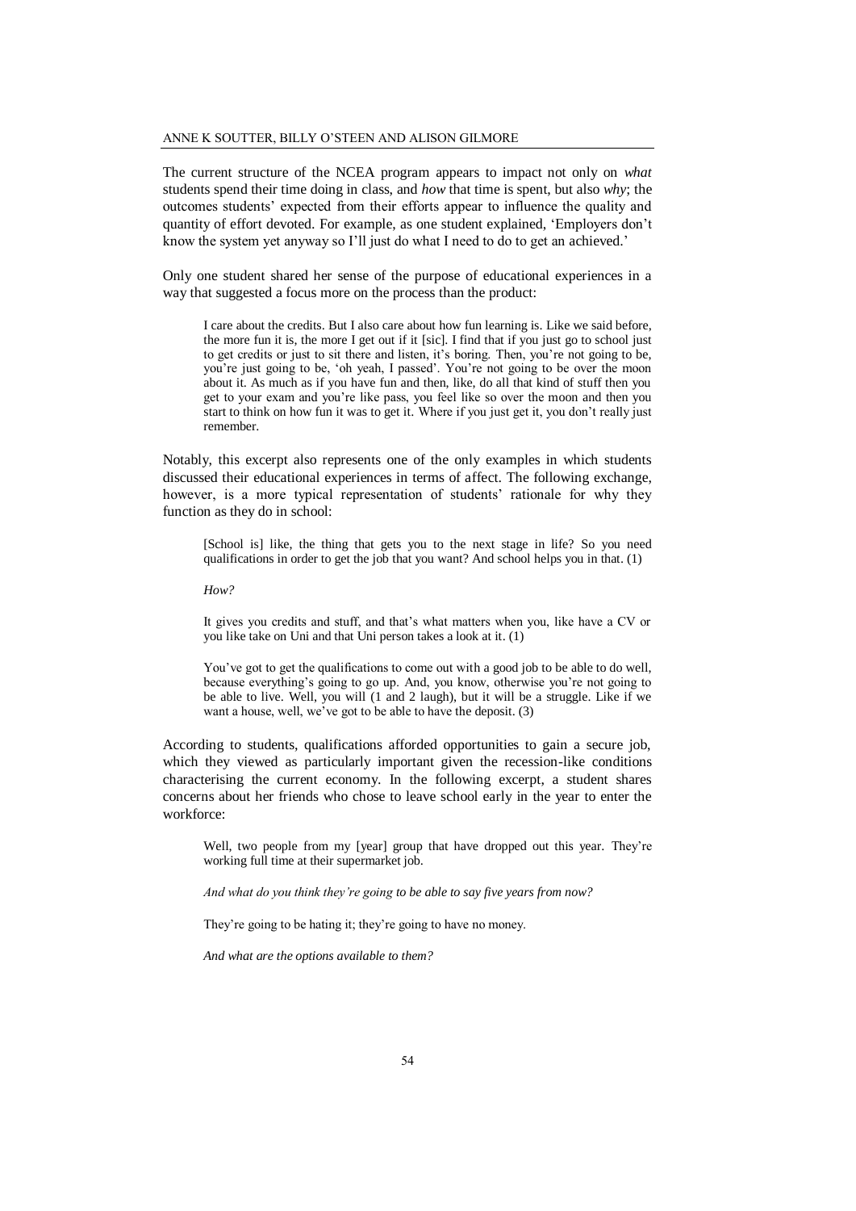The current structure of the NCEA program appears to impact not only on *what* students spend their time doing in class, and *how* that time is spent, but also *why*; the outcomes students' expected from their efforts appear to influence the quality and quantity of effort devoted. For example, as one student explained, 'Employers don't know the system yet anyway so I'll just do what I need to do to get an achieved.'

Only one student shared her sense of the purpose of educational experiences in a way that suggested a focus more on the process than the product:

> I care about the credits. But I also care about how fun learning is. Like we said before, the more fun it is, the more I get out if it [sic]. I find that if you just go to school just to get credits or just to sit there and listen, it's boring. Then, you're not going to be, you're just going to be, 'oh yeah, I passed'. You're not going to be over the moon about it. As much as if you have fun and then, like, do all that kind of stuff then you get to your exam and you're like pass, you feel like so over the moon and then you start to think on how fun it was to get it. Where if you just get it, you don't really just remember.

Notably, this excerpt also represents one of the only examples in which students discussed their educational experiences in terms of affect. The following exchange, however, is a more typical representation of students' rationale for why they function as they do in school:

> [School is] like, the thing that gets you to the next stage in life? So you need qualifications in order to get the job that you want? And school helps you in that. (1)
>
> *How?*
>
> It gives you credits and stuff, and that's what matters when you, like have a CV or you like take on Uni and that Uni person takes a look at it. (1)
>
> You've got to get the qualifications to come out with a good job to be able to do well, because everything's going to go up. And, you know, otherwise you're not going to be able to live. Well, you will (1 and 2 laugh), but it will be a struggle. Like if we want a house, well, we've got to be able to have the deposit. (3)

According to students, qualifications afforded opportunities to gain a secure job, which they viewed as particularly important given the recession-like conditions characterising the current economy. In the following excerpt, a student shares concerns about her friends who chose to leave school early in the year to enter the workforce:

> Well, two people from my [year] group that have dropped out this year. They're working full time at their supermarket job.
>
> *And what do you think they're going to be able to say five years from now?*
>
> They're going to be hating it; they're going to have no money.
>
> *And what are the options available to them?*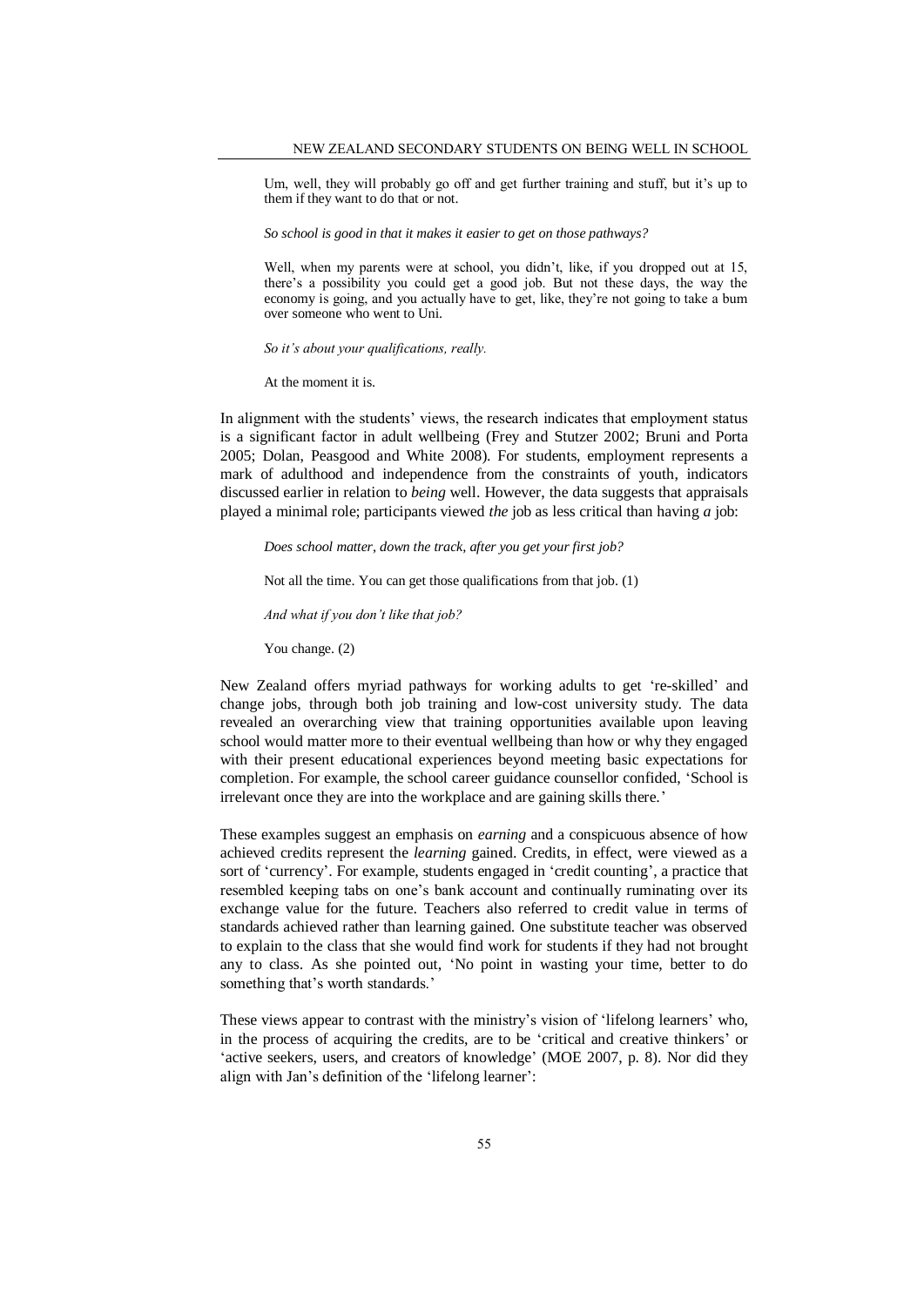> Um, well, they will probably go off and get further training and stuff, but it's up to them if they want to do that or not.
>
> *So school is good in that it makes it easier to get on those pathways?*
>
> Well, when my parents were at school, you didn't, like, if you dropped out at 15, there's a possibility you could get a good job. But not these days, the way the economy is going, and you actually have to get, like, they're not going to take a bum over someone who went to Uni.
>
> *So it's about your qualifications, really.*
>
> At the moment it is.

In alignment with the students' views, the research indicates that employment status is a significant factor in adult wellbeing (Frey and Stutzer 2002; Bruni and Porta 2005; Dolan, Peasgood and White 2008). For students, employment represents a mark of adulthood and independence from the constraints of youth, indicators discussed earlier in relation to *being* well. However, the data suggests that appraisals played a minimal role; participants viewed *the* job as less critical than having *a* job:

> *Does school matter, down the track, after you get your first job?*
>
> Not all the time. You can get those qualifications from that job. (1)
>
> *And what if you don't like that job?*
>
> You change. (2)

New Zealand offers myriad pathways for working adults to get 're-skilled' and change jobs, through both job training and low-cost university study. The data revealed an overarching view that training opportunities available upon leaving school would matter more to their eventual wellbeing than how or why they engaged with their present educational experiences beyond meeting basic expectations for completion. For example, the school career guidance counsellor confided, 'School is irrelevant once they are into the workplace and are gaining skills there.'

These examples suggest an emphasis on *earning* and a conspicuous absence of how achieved credits represent the *learning* gained. Credits, in effect, were viewed as a sort of 'currency'. For example, students engaged in 'credit counting', a practice that resembled keeping tabs on one's bank account and continually ruminating over its exchange value for the future. Teachers also referred to credit value in terms of standards achieved rather than learning gained. One substitute teacher was observed to explain to the class that she would find work for students if they had not brought any to class. As she pointed out, 'No point in wasting your time, better to do something that's worth standards.'

These views appear to contrast with the ministry's vision of 'lifelong learners' who, in the process of acquiring the credits, are to be 'critical and creative thinkers' or 'active seekers, users, and creators of knowledge' (MOE 2007, p. 8). Nor did they align with Jan's definition of the 'lifelong learner':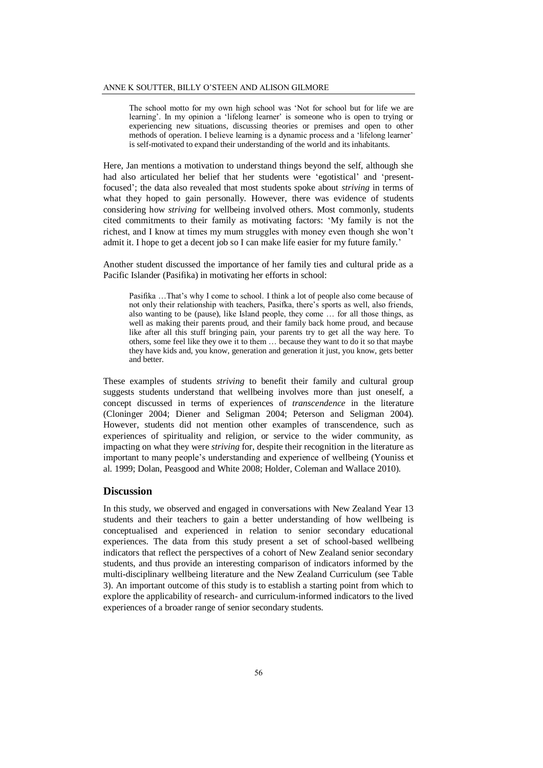> The school motto for my own high school was 'Not for school but for life we are learning'. In my opinion a 'lifelong learner' is someone who is open to trying or experiencing new situations, discussing theories or premises and open to other methods of operation. I believe learning is a dynamic process and a 'lifelong learner' is self-motivated to expand their understanding of the world and its inhabitants.

Here, Jan mentions a motivation to understand things beyond the self, although she had also articulated her belief that her students were 'egotistical' and 'present-focused'; the data also revealed that most students spoke about *striving* in terms of what they hoped to gain personally. However, there was evidence of students considering how *striving* for wellbeing involved others. Most commonly, students cited commitments to their family as motivating factors: 'My family is not the richest, and I know at times my mum struggles with money even though she won't admit it. I hope to get a decent job so I can make life easier for my future family.'

Another student discussed the importance of her family ties and cultural pride as a Pacific Islander (Pasifika) in motivating her efforts in school:

> Pasifika …That's why I come to school. I think a lot of people also come because of not only their relationship with teachers, Pasifka, there's sports as well, also friends, also wanting to be (pause), like Island people, they come … for all those things, as well as making their parents proud, and their family back home proud, and because like after all this stuff bringing pain, your parents try to get all the way here. To others, some feel like they owe it to them … because they want to do it so that maybe they have kids and, you know, generation and generation it just, you know, gets better and better.

These examples of students *striving* to benefit their family and cultural group suggests students understand that wellbeing involves more than just oneself, a concept discussed in terms of experiences of *transcendence* in the literature (Cloninger 2004; Diener and Seligman 2004; Peterson and Seligman 2004). However, students did not mention other examples of transcendence, such as experiences of spirituality and religion, or service to the wider community, as impacting on what they were *striving* for, despite their recognition in the literature as important to many people's understanding and experience of wellbeing (Youniss et al. 1999; Dolan, Peasgood and White 2008; Holder, Coleman and Wallace 2010).

## Discussion

In this study, we observed and engaged in conversations with New Zealand Year 13 students and their teachers to gain a better understanding of how wellbeing is conceptualised and experienced in relation to senior secondary educational experiences. The data from this study present a set of school-based wellbeing indicators that reflect the perspectives of a cohort of New Zealand senior secondary students, and thus provide an interesting comparison of indicators informed by the multi-disciplinary wellbeing literature and the New Zealand Curriculum (see Table 3). An important outcome of this study is to establish a starting point from which to explore the applicability of research- and curriculum-informed indicators to the lived experiences of a broader range of senior secondary students.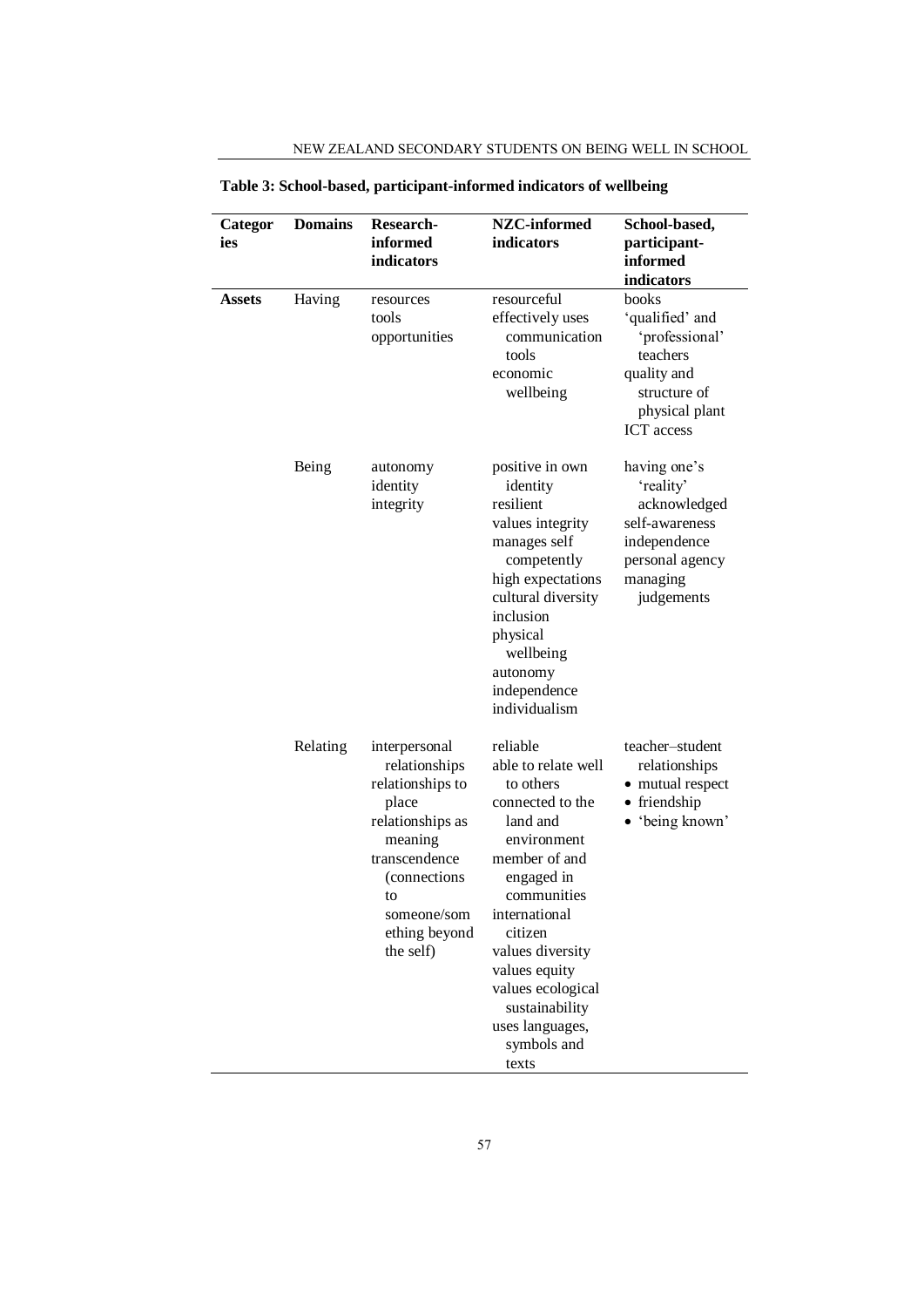**Table 3: School-based, participant-informed indicators of wellbeing**

| Categories | Domains | Research-informed indicators | NZC-informed indicators | School-based, participant-informed indicators |
|---|---|---|---|---|
| **Assets** | Having | resources<br>tools<br>opportunities | resourceful<br>effectively uses communication tools<br>economic wellbeing | books<br>'qualified' and 'professional' teachers<br>quality and structure of physical plant<br>ICT access |
| | Being | autonomy<br>identity<br>integrity | positive in own identity<br>resilient<br>values integrity<br>manages self competently<br>high expectations<br>cultural diversity<br>inclusion<br>physical wellbeing<br>autonomy<br>independence<br>individualism | having one's 'reality' acknowledged<br>self-awareness<br>independence<br>personal agency<br>managing judgements |
| | Relating | interpersonal relationships<br>relationships to place<br>relationships as meaning<br>transcendence (connections to someone/something beyond the self) | reliable<br>able to relate well to others<br>connected to the land and environment<br>member of and engaged in communities<br>international citizen<br>values diversity<br>values equity<br>values ecological sustainability<br>uses languages, symbols and texts | teacher–student relationships<br>• mutual respect<br>• friendship<br>• 'being known' |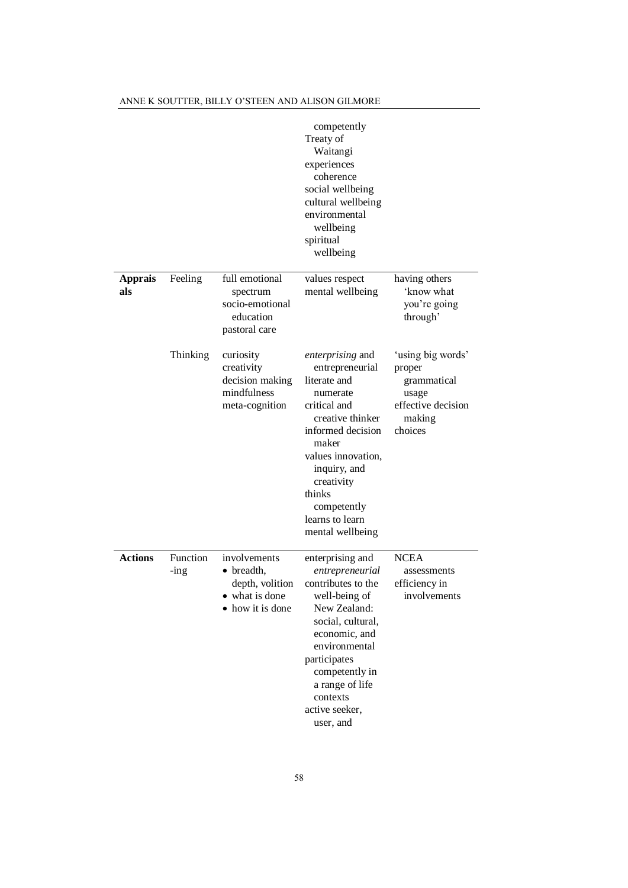| | | | | |
|---|---|---|---|---|
| | | | competently<br>Treaty of Waitangi<br>experiences coherence<br>social wellbeing<br>cultural wellbeing<br>environmental wellbeing<br>spiritual wellbeing | |
| **Appraisals** | Feeling | full emotional spectrum<br>socio-emotional education<br>pastoral care | values respect<br>mental wellbeing | having others 'know what you're going through' |
| | Thinking | curiosity<br>creativity<br>decision making<br>mindfulness<br>meta-cognition | *enterprising* and entrepreneurial<br>literate and numerate<br>critical and creative thinker<br>informed decision maker<br>values innovation, inquiry, and creativity<br>thinks competently<br>learns to learn<br>mental wellbeing | 'using big words'<br>proper grammatical usage<br>effective decision making<br>choices |
| **Actions** | Function-ing | involvements<br>• breadth, depth, volition<br>• what is done<br>• how it is done | enterprising and *entrepreneurial*<br>contributes to the well-being of New Zealand: social, cultural, economic, and environmental<br>participates competently in a range of life contexts<br>active seeker, user, and | NCEA assessments<br>efficiency in involvements |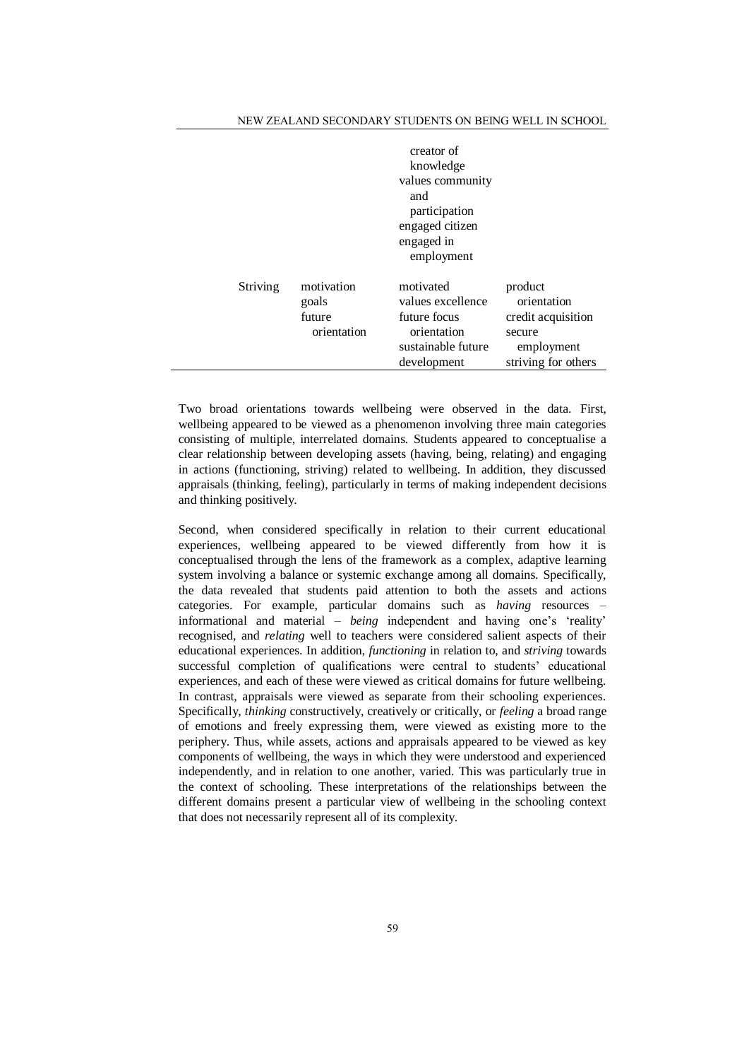| | | | |
|---|---|---|---|
| | | creator of knowledge<br>values community and participation<br>engaged citizen<br>engaged in employment | |
| Striving | motivation<br>goals<br>future orientation | motivated<br>values excellence<br>future focus orientation<br>sustainable future development | product orientation<br>credit acquisition<br>secure employment<br>striving for others |

Two broad orientations towards wellbeing were observed in the data. First, wellbeing appeared to be viewed as a phenomenon involving three main categories consisting of multiple, interrelated domains. Students appeared to conceptualise a clear relationship between developing assets (having, being, relating) and engaging in actions (functioning, striving) related to wellbeing. In addition, they discussed appraisals (thinking, feeling), particularly in terms of making independent decisions and thinking positively.

Second, when considered specifically in relation to their current educational experiences, wellbeing appeared to be viewed differently from how it is conceptualised through the lens of the framework as a complex, adaptive learning system involving a balance or systemic exchange among all domains. Specifically, the data revealed that students paid attention to both the assets and actions categories. For example, particular domains such as *having* resources – informational and material – *being* independent and having one's 'reality' recognised, and *relating* well to teachers were considered salient aspects of their educational experiences. In addition, *functioning* in relation to, and *striving* towards successful completion of qualifications were central to students' educational experiences, and each of these were viewed as critical domains for future wellbeing. In contrast, appraisals were viewed as separate from their schooling experiences. Specifically, *thinking* constructively, creatively or critically, or *feeling* a broad range of emotions and freely expressing them, were viewed as existing more to the periphery. Thus, while assets, actions and appraisals appeared to be viewed as key components of wellbeing, the ways in which they were understood and experienced independently, and in relation to one another, varied. This was particularly true in the context of schooling. These interpretations of the relationships between the different domains present a particular view of wellbeing in the schooling context that does not necessarily represent all of its complexity.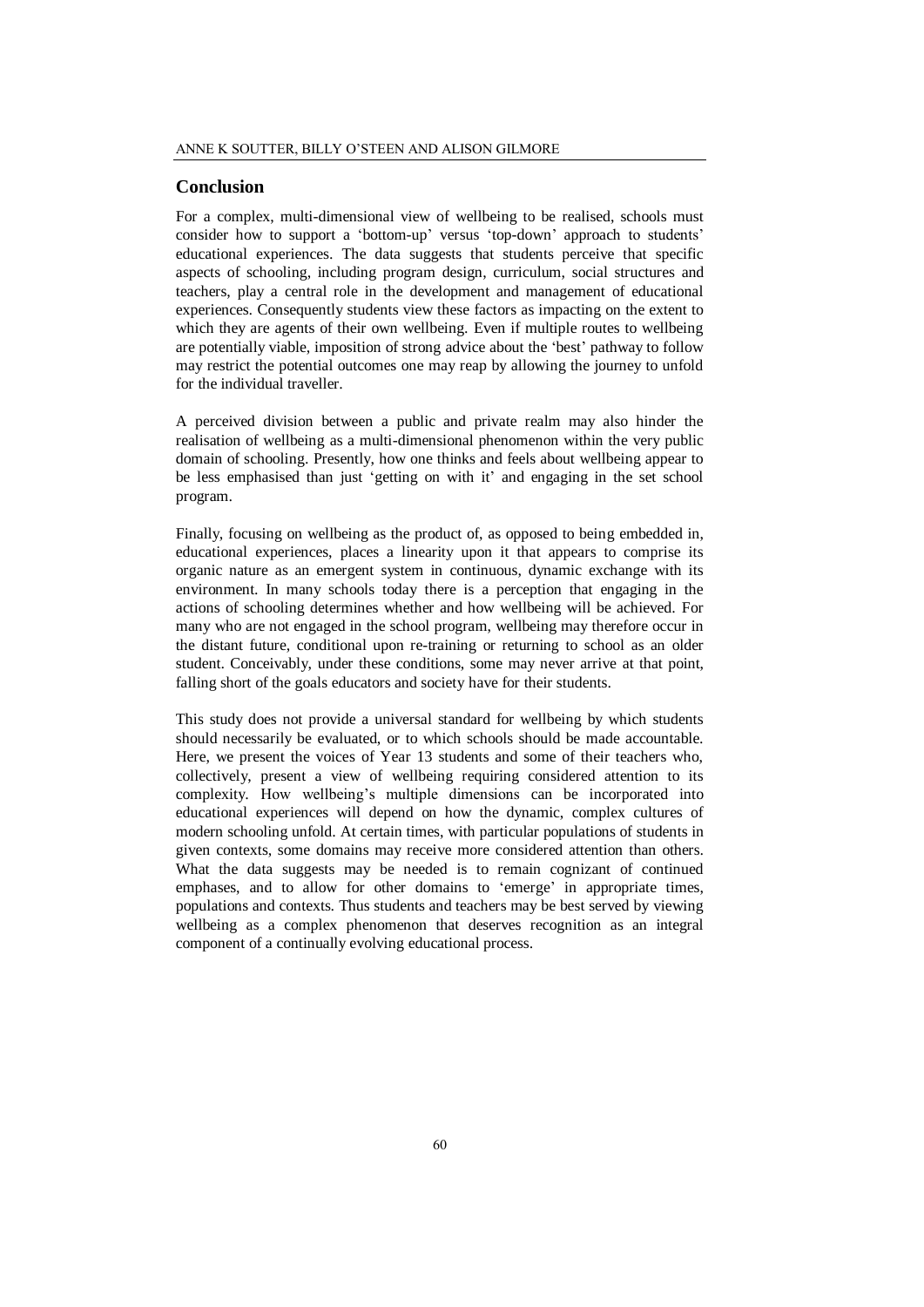## Conclusion

For a complex, multi-dimensional view of wellbeing to be realised, schools must consider how to support a 'bottom-up' versus 'top-down' approach to students' educational experiences. The data suggests that students perceive that specific aspects of schooling, including program design, curriculum, social structures and teachers, play a central role in the development and management of educational experiences. Consequently students view these factors as impacting on the extent to which they are agents of their own wellbeing. Even if multiple routes to wellbeing are potentially viable, imposition of strong advice about the 'best' pathway to follow may restrict the potential outcomes one may reap by allowing the journey to unfold for the individual traveller.

A perceived division between a public and private realm may also hinder the realisation of wellbeing as a multi-dimensional phenomenon within the very public domain of schooling. Presently, how one thinks and feels about wellbeing appear to be less emphasised than just 'getting on with it' and engaging in the set school program.

Finally, focusing on wellbeing as the product of, as opposed to being embedded in, educational experiences, places a linearity upon it that appears to comprise its organic nature as an emergent system in continuous, dynamic exchange with its environment. In many schools today there is a perception that engaging in the actions of schooling determines whether and how wellbeing will be achieved. For many who are not engaged in the school program, wellbeing may therefore occur in the distant future, conditional upon re-training or returning to school as an older student. Conceivably, under these conditions, some may never arrive at that point, falling short of the goals educators and society have for their students.

This study does not provide a universal standard for wellbeing by which students should necessarily be evaluated, or to which schools should be made accountable. Here, we present the voices of Year 13 students and some of their teachers who, collectively, present a view of wellbeing requiring considered attention to its complexity. How wellbeing's multiple dimensions can be incorporated into educational experiences will depend on how the dynamic, complex cultures of modern schooling unfold. At certain times, with particular populations of students in given contexts, some domains may receive more considered attention than others. What the data suggests may be needed is to remain cognizant of continued emphases, and to allow for other domains to 'emerge' in appropriate times, populations and contexts. Thus students and teachers may be best served by viewing wellbeing as a complex phenomenon that deserves recognition as an integral component of a continually evolving educational process.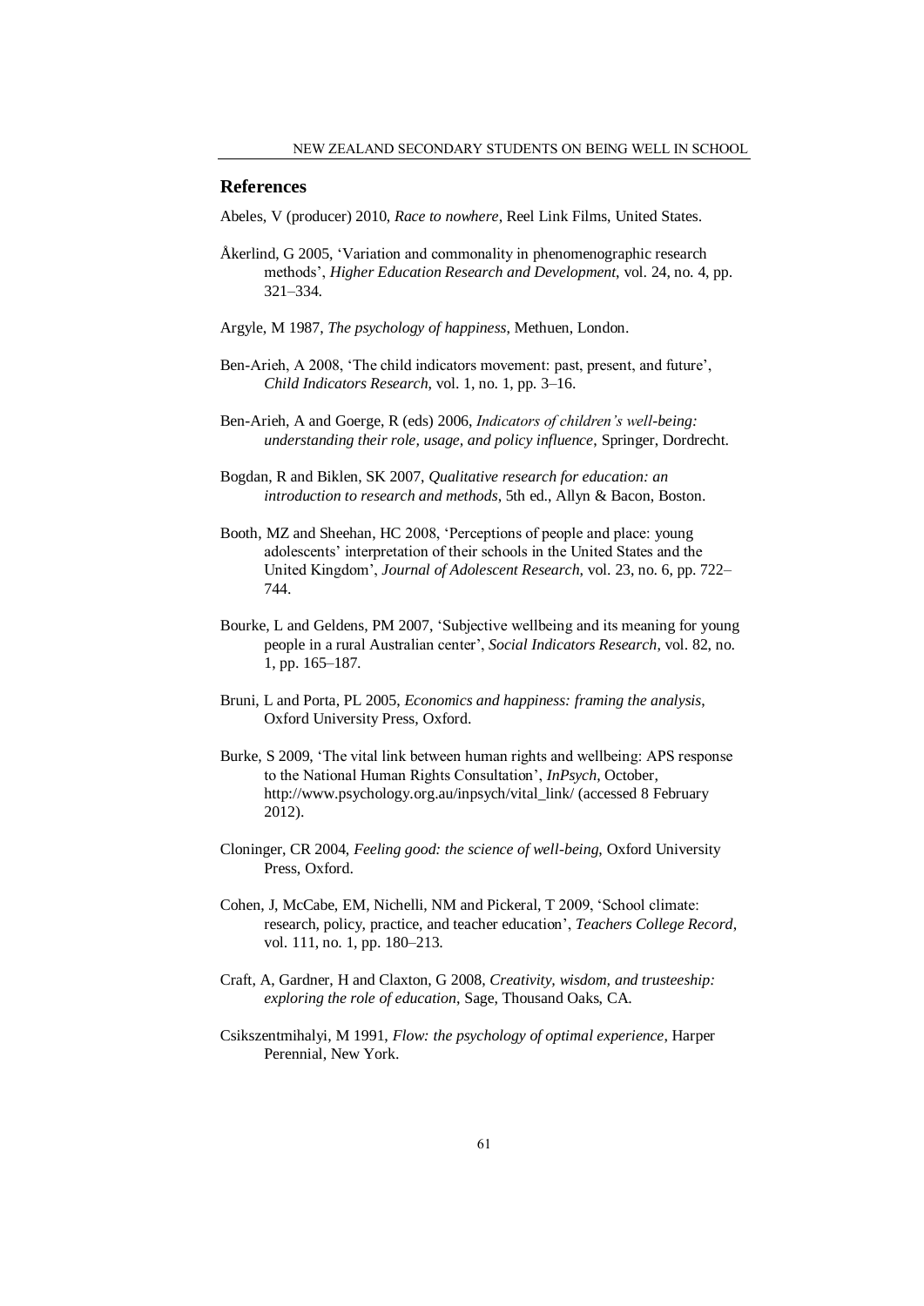## References

Abeles, V (producer) 2010, *Race to nowhere*, Reel Link Films, United States.

Åkerlind, G 2005, 'Variation and commonality in phenomenographic research methods', *Higher Education Research and Development*, vol. 24, no. 4, pp. 321–334.

Argyle, M 1987, *The psychology of happiness*, Methuen, London.

Ben-Arieh, A 2008, 'The child indicators movement: past, present, and future', *Child Indicators Research*, vol. 1, no. 1, pp. 3–16.

Ben-Arieh, A and Goerge, R (eds) 2006, *Indicators of children's well-being: understanding their role, usage, and policy influence*, Springer, Dordrecht.

Bogdan, R and Biklen, SK 2007, *Qualitative research for education: an introduction to research and methods*, 5th ed., Allyn & Bacon, Boston.

Booth, MZ and Sheehan, HC 2008, 'Perceptions of people and place: young adolescents' interpretation of their schools in the United States and the United Kingdom', *Journal of Adolescent Research*, vol. 23, no. 6, pp. 722–744.

Bourke, L and Geldens, PM 2007, 'Subjective wellbeing and its meaning for young people in a rural Australian center', *Social Indicators Research*, vol. 82, no. 1, pp. 165–187.

Bruni, L and Porta, PL 2005, *Economics and happiness: framing the analysis*, Oxford University Press, Oxford.

Burke, S 2009, 'The vital link between human rights and wellbeing: APS response to the National Human Rights Consultation', *InPsych*, October, http://www.psychology.org.au/inpsych/vital_link/ (accessed 8 February 2012).

Cloninger, CR 2004, *Feeling good: the science of well-being*, Oxford University Press, Oxford.

Cohen, J, McCabe, EM, Nichelli, NM and Pickeral, T 2009, 'School climate: research, policy, practice, and teacher education', *Teachers College Record*, vol. 111, no. 1, pp. 180–213.

Craft, A, Gardner, H and Claxton, G 2008, *Creativity, wisdom, and trusteeship: exploring the role of education*, Sage, Thousand Oaks, CA.

Csikszentmihalyi, M 1991, *Flow: the psychology of optimal experience*, Harper Perennial, New York.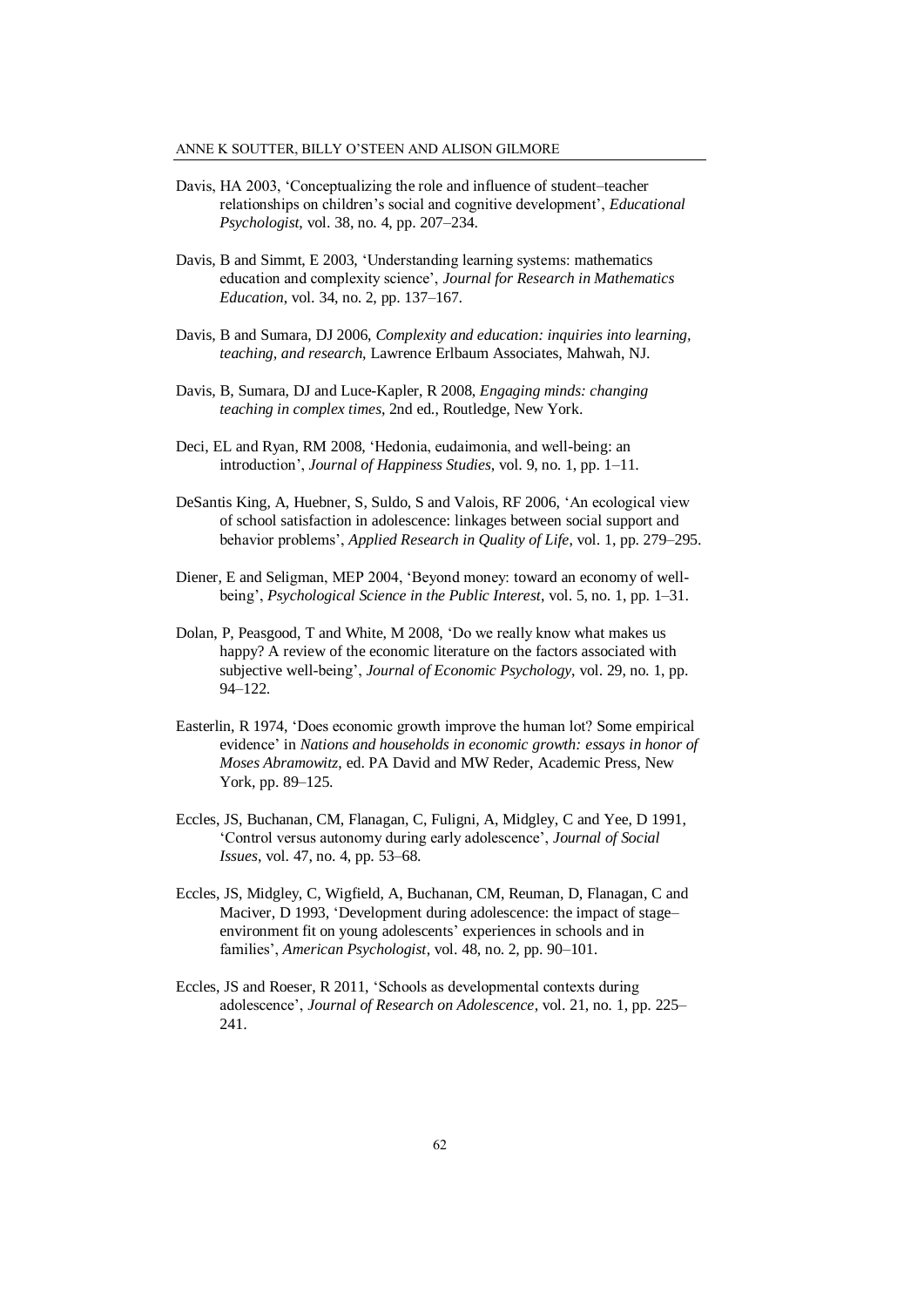Davis, HA 2003, 'Conceptualizing the role and influence of student–teacher relationships on children's social and cognitive development', *Educational Psychologist*, vol. 38, no. 4, pp. 207–234.

Davis, B and Simmt, E 2003, 'Understanding learning systems: mathematics education and complexity science', *Journal for Research in Mathematics Education*, vol. 34, no. 2, pp. 137–167.

Davis, B and Sumara, DJ 2006, *Complexity and education: inquiries into learning, teaching, and research*, Lawrence Erlbaum Associates, Mahwah, NJ.

Davis, B, Sumara, DJ and Luce-Kapler, R 2008, *Engaging minds: changing teaching in complex times*, 2nd ed., Routledge, New York.

Deci, EL and Ryan, RM 2008, 'Hedonia, eudaimonia, and well-being: an introduction', *Journal of Happiness Studies*, vol. 9, no. 1, pp. 1–11.

DeSantis King, A, Huebner, S, Suldo, S and Valois, RF 2006, 'An ecological view of school satisfaction in adolescence: linkages between social support and behavior problems', *Applied Research in Quality of Life*, vol. 1, pp. 279–295.

Diener, E and Seligman, MEP 2004, 'Beyond money: toward an economy of well-being', *Psychological Science in the Public Interest*, vol. 5, no. 1, pp. 1–31.

Dolan, P, Peasgood, T and White, M 2008, 'Do we really know what makes us happy? A review of the economic literature on the factors associated with subjective well-being', *Journal of Economic Psychology*, vol. 29, no. 1, pp. 94–122.

Easterlin, R 1974, 'Does economic growth improve the human lot? Some empirical evidence' in *Nations and households in economic growth: essays in honor of Moses Abramowitz*, ed. PA David and MW Reder, Academic Press, New York, pp. 89–125.

Eccles, JS, Buchanan, CM, Flanagan, C, Fuligni, A, Midgley, C and Yee, D 1991, 'Control versus autonomy during early adolescence', *Journal of Social Issues*, vol. 47, no. 4, pp. 53–68.

Eccles, JS, Midgley, C, Wigfield, A, Buchanan, CM, Reuman, D, Flanagan, C and Maciver, D 1993, 'Development during adolescence: the impact of stage–environment fit on young adolescents' experiences in schools and in families', *American Psychologist*, vol. 48, no. 2, pp. 90–101.

Eccles, JS and Roeser, R 2011, 'Schools as developmental contexts during adolescence', *Journal of Research on Adolescence*, vol. 21, no. 1, pp. 225–241.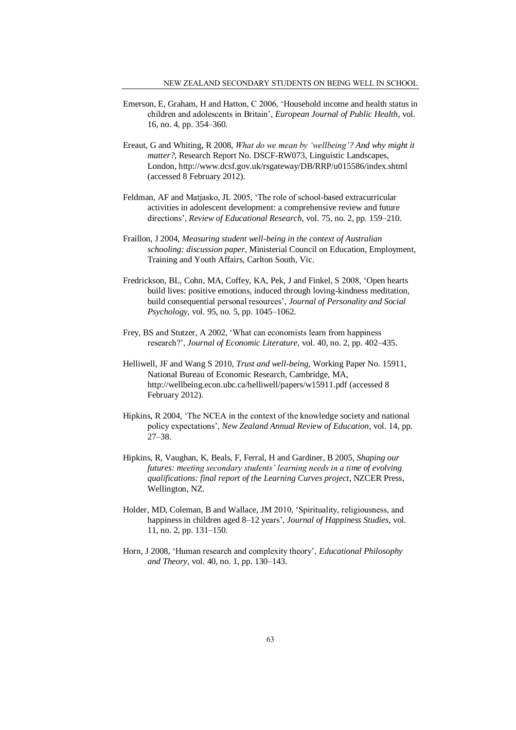Emerson, E, Graham, H and Hatton, C 2006, 'Household income and health status in children and adolescents in Britain', *European Journal of Public Health*, vol. 16, no. 4, pp. 354–360.

Ereaut, G and Whiting, R 2008, *What do we mean by 'wellbeing'? And why might it matter?*, Research Report No. DSCF-RW073, Linguistic Landscapes, London, http://www.dcsf.gov.uk/rsgateway/DB/RRP/u015586/index.shtml (accessed 8 February 2012).

Feldman, AF and Matjasko, JL 2005, 'The role of school-based extracurricular activities in adolescent development: a comprehensive review and future directions', *Review of Educational Research*, vol. 75, no. 2, pp. 159–210.

Fraillon, J 2004, *Measuring student well-being in the context of Australian schooling: discussion paper*, Ministerial Council on Education, Employment, Training and Youth Affairs, Carlton South, Vic.

Fredrickson, BL, Cohn, MA, Coffey, KA, Pek, J and Finkel, S 2008, 'Open hearts build lives: positive emotions, induced through loving-kindness meditation, build consequential personal resources', *Journal of Personality and Social Psychology*, vol. 95, no. 5, pp. 1045–1062.

Frey, BS and Stutzer, A 2002, 'What can economists learn from happiness research?', *Journal of Economic Literature*, vol. 40, no. 2, pp. 402–435.

Helliwell, JF and Wang S 2010, *Trust and well-being*, Working Paper No. 15911, National Bureau of Economic Research, Cambridge, MA, http://wellbeing.econ.ubc.ca/helliwell/papers/w15911.pdf (accessed 8 February 2012).

Hipkins, R 2004, 'The NCEA in the context of the knowledge society and national policy expectations', *New Zealand Annual Review of Education*, vol. 14, pp. 27–38.

Hipkins, R, Vaughan, K, Beals, F, Ferral, H and Gardiner, B 2005, *Shaping our futures: meeting secondary students' learning needs in a time of evolving qualifications: final report of the Learning Curves project*, NZCER Press, Wellington, NZ.

Holder, MD, Coleman, B and Wallace, JM 2010, 'Spirituality, religiousness, and happiness in children aged 8–12 years', *Journal of Happiness Studies*, vol. 11, no. 2, pp. 131–150.

Horn, J 2008, 'Human research and complexity theory', *Educational Philosophy and Theory*, vol. 40, no. 1, pp. 130–143.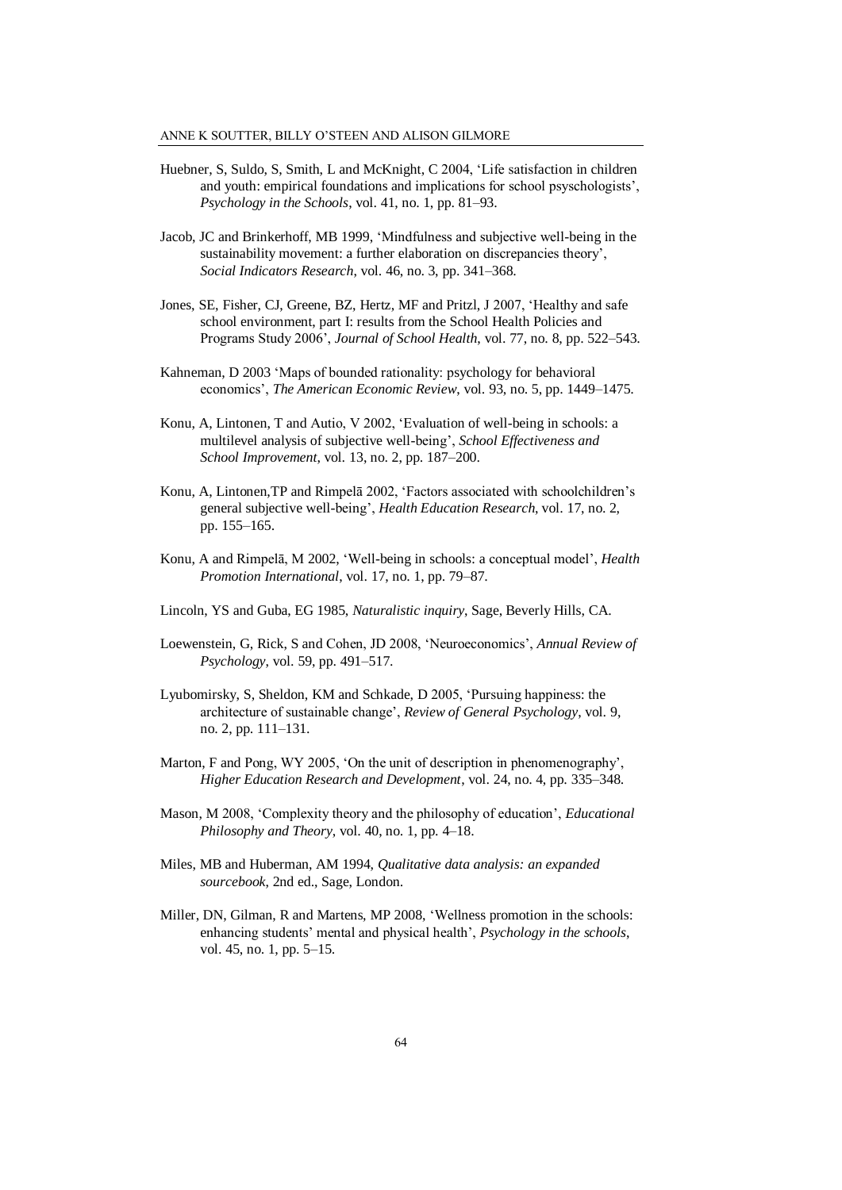Huebner, S, Suldo, S, Smith, L and McKnight, C 2004, 'Life satisfaction in children and youth: empirical foundations and implications for school psychologists', *Psychology in the Schools*, vol. 41, no. 1, pp. 81–93.

Jacob, JC and Brinkerhoff, MB 1999, 'Mindfulness and subjective well-being in the sustainability movement: a further elaboration on discrepancies theory', *Social Indicators Research*, vol. 46, no. 3, pp. 341–368.

Jones, SE, Fisher, CJ, Greene, BZ, Hertz, MF and Pritzl, J 2007, 'Healthy and safe school environment, part I: results from the School Health Policies and Programs Study 2006', *Journal of School Health*, vol. 77, no. 8, pp. 522–543.

Kahneman, D 2003 'Maps of bounded rationality: psychology for behavioral economics', *The American Economic Review*, vol. 93, no. 5, pp. 1449–1475.

Konu, A, Lintonen, T and Autio, V 2002, 'Evaluation of well-being in schools: a multilevel analysis of subjective well-being', *School Effectiveness and School Improvement*, vol. 13, no. 2, pp. 187–200.

Konu, A, Lintonen,TP and Rimpelä 2002, 'Factors associated with schoolchildren's general subjective well-being', *Health Education Research*, vol. 17, no. 2, pp. 155–165.

Konu, A and Rimpelä, M 2002, 'Well-being in schools: a conceptual model', *Health Promotion International*, vol. 17, no. 1, pp. 79–87.

Lincoln, YS and Guba, EG 1985, *Naturalistic inquiry*, Sage, Beverly Hills, CA.

Loewenstein, G, Rick, S and Cohen, JD 2008, 'Neuroeconomics', *Annual Review of Psychology*, vol. 59, pp. 491–517.

Lyubomirsky, S, Sheldon, KM and Schkade, D 2005, 'Pursuing happiness: the architecture of sustainable change', *Review of General Psychology*, vol. 9, no. 2, pp. 111–131.

Marton, F and Pong, WY 2005, 'On the unit of description in phenomenography', *Higher Education Research and Development*, vol. 24, no. 4, pp. 335–348.

Mason, M 2008, 'Complexity theory and the philosophy of education', *Educational Philosophy and Theory*, vol. 40, no. 1, pp. 4–18.

Miles, MB and Huberman, AM 1994, *Qualitative data analysis: an expanded sourcebook*, 2nd ed., Sage, London.

Miller, DN, Gilman, R and Martens, MP 2008, 'Wellness promotion in the schools: enhancing students' mental and physical health', *Psychology in the schools*, vol. 45, no. 1, pp. 5–15.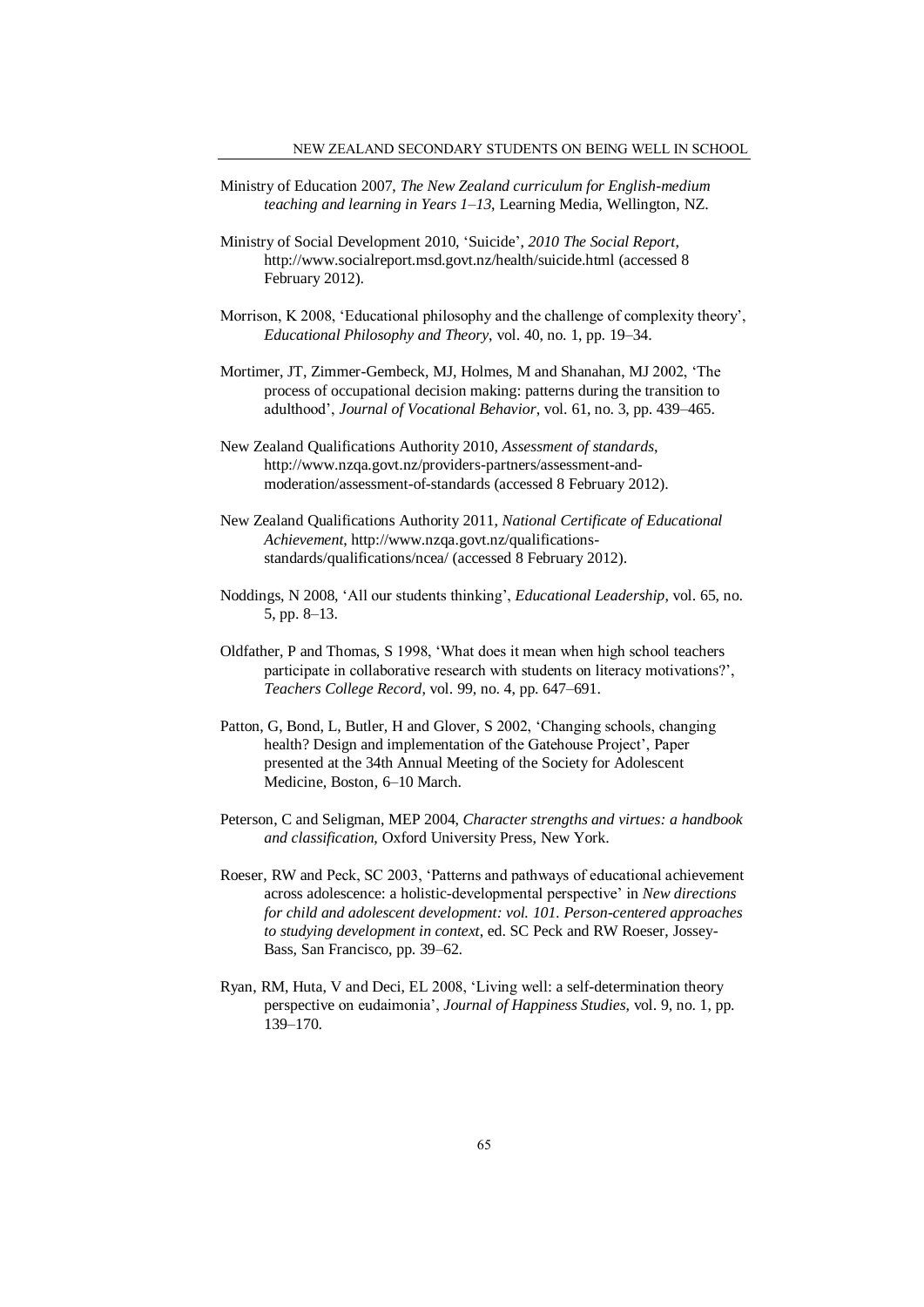Ministry of Education 2007, *The New Zealand curriculum for English-medium teaching and learning in Years 1–13*, Learning Media, Wellington, NZ.

Ministry of Social Development 2010, 'Suicide', *2010 The Social Report*, http://www.socialreport.msd.govt.nz/health/suicide.html (accessed 8 February 2012).

Morrison, K 2008, 'Educational philosophy and the challenge of complexity theory', *Educational Philosophy and Theory*, vol. 40, no. 1, pp. 19–34.

Mortimer, JT, Zimmer-Gembeck, MJ, Holmes, M and Shanahan, MJ 2002, 'The process of occupational decision making: patterns during the transition to adulthood', *Journal of Vocational Behavior*, vol. 61, no. 3, pp. 439–465.

New Zealand Qualifications Authority 2010, *Assessment of standards*, http://www.nzqa.govt.nz/providers-partners/assessment-and-moderation/assessment-of-standards (accessed 8 February 2012).

New Zealand Qualifications Authority 2011, *National Certificate of Educational Achievement*, http://www.nzqa.govt.nz/qualifications-standards/qualifications/ncea/ (accessed 8 February 2012).

Noddings, N 2008, 'All our students thinking', *Educational Leadership*, vol. 65, no. 5, pp. 8–13.

Oldfather, P and Thomas, S 1998, 'What does it mean when high school teachers participate in collaborative research with students on literacy motivations?', *Teachers College Record*, vol. 99, no. 4, pp. 647–691.

Patton, G, Bond, L, Butler, H and Glover, S 2002, 'Changing schools, changing health? Design and implementation of the Gatehouse Project', Paper presented at the 34th Annual Meeting of the Society for Adolescent Medicine, Boston, 6–10 March.

Peterson, C and Seligman, MEP 2004, *Character strengths and virtues: a handbook and classification*, Oxford University Press, New York.

Roeser, RW and Peck, SC 2003, 'Patterns and pathways of educational achievement across adolescence: a holistic-developmental perspective' in *New directions for child and adolescent development: vol. 101. Person-centered approaches to studying development in context*, ed. SC Peck and RW Roeser, Jossey-Bass, San Francisco, pp. 39–62.

Ryan, RM, Huta, V and Deci, EL 2008, 'Living well: a self-determination theory perspective on eudaimonia', *Journal of Happiness Studies*, vol. 9, no. 1, pp. 139–170.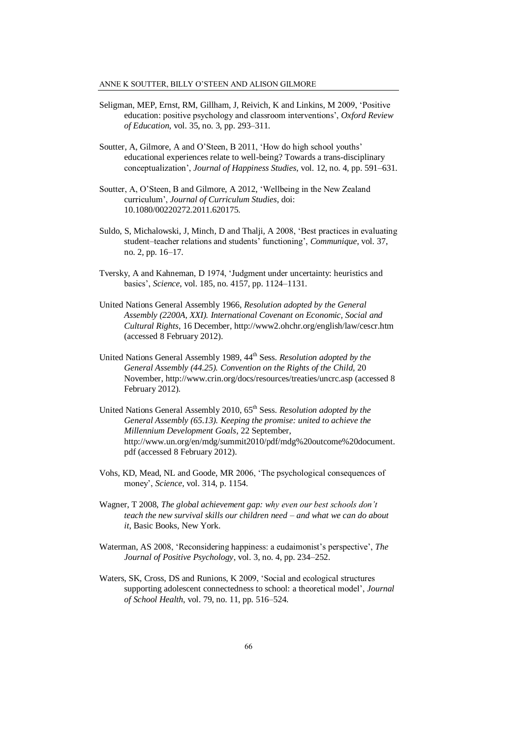Seligman, MEP, Ernst, RM, Gillham, J, Reivich, K and Linkins, M 2009, 'Positive education: positive psychology and classroom interventions', *Oxford Review of Education*, vol. 35, no. 3, pp. 293–311.

Soutter, A, Gilmore, A and O'Steen, B 2011, 'How do high school youths' educational experiences relate to well-being? Towards a trans-disciplinary conceptualization', *Journal of Happiness Studies*, vol. 12, no. 4, pp. 591–631.

Soutter, A, O'Steen, B and Gilmore, A 2012, 'Wellbeing in the New Zealand curriculum', *Journal of Curriculum Studies*, doi: 10.1080/00220272.2011.620175.

Suldo, S, Michalowski, J, Minch, D and Thalji, A 2008, 'Best practices in evaluating student–teacher relations and students' functioning', *Communique*, vol. 37, no. 2, pp. 16–17.

Tversky, A and Kahneman, D 1974, 'Judgment under uncertainty: heuristics and basics', *Science*, vol. 185, no. 4157, pp. 1124–1131.

United Nations General Assembly 1966, *Resolution adopted by the General Assembly (2200A, XXI). International Covenant on Economic, Social and Cultural Rights*, 16 December, http://www2.ohchr.org/english/law/cescr.htm (accessed 8 February 2012).

United Nations General Assembly 1989, 44th Sess. *Resolution adopted by the General Assembly (44.25). Convention on the Rights of the Child*, 20 November, http://www.crin.org/docs/resources/treaties/uncrc.asp (accessed 8 February 2012).

United Nations General Assembly 2010, 65th Sess. *Resolution adopted by the General Assembly (65.13). Keeping the promise: united to achieve the Millennium Development Goals*, 22 September, http://www.un.org/en/mdg/summit2010/pdf/mdg%20outcome%20document.pdf (accessed 8 February 2012).

Vohs, KD, Mead, NL and Goode, MR 2006, 'The psychological consequences of money', *Science*, vol. 314, p. 1154.

Wagner, T 2008, *The global achievement gap: why even our best schools don't teach the new survival skills our children need – and what we can do about it*, Basic Books, New York.

Waterman, AS 2008, 'Reconsidering happiness: a eudaimonist's perspective', *The Journal of Positive Psychology*, vol. 3, no. 4, pp. 234–252.

Waters, SK, Cross, DS and Runions, K 2009, 'Social and ecological structures supporting adolescent connectedness to school: a theoretical model', *Journal of School Health*, vol. 79, no. 11, pp. 516–524.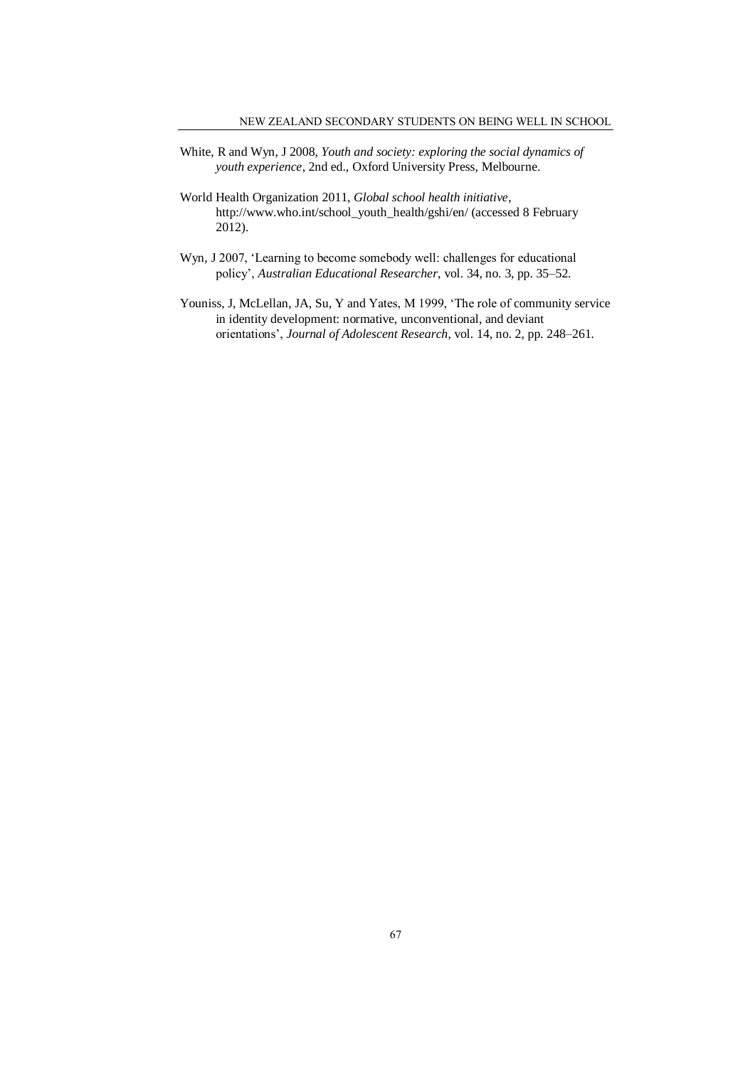White, R and Wyn, J 2008, *Youth and society: exploring the social dynamics of youth experience*, 2nd ed., Oxford University Press, Melbourne.

World Health Organization 2011, *Global school health initiative*, http://www.who.int/school_youth_health/gshi/en/ (accessed 8 February 2012).

Wyn, J 2007, 'Learning to become somebody well: challenges for educational policy', *Australian Educational Researcher*, vol. 34, no. 3, pp. 35–52.

Youniss, J, McLellan, JA, Su, Y and Yates, M 1999, 'The role of community service in identity development: normative, unconventional, and deviant orientations', *Journal of Adolescent Research*, vol. 14, no. 2, pp. 248–261.